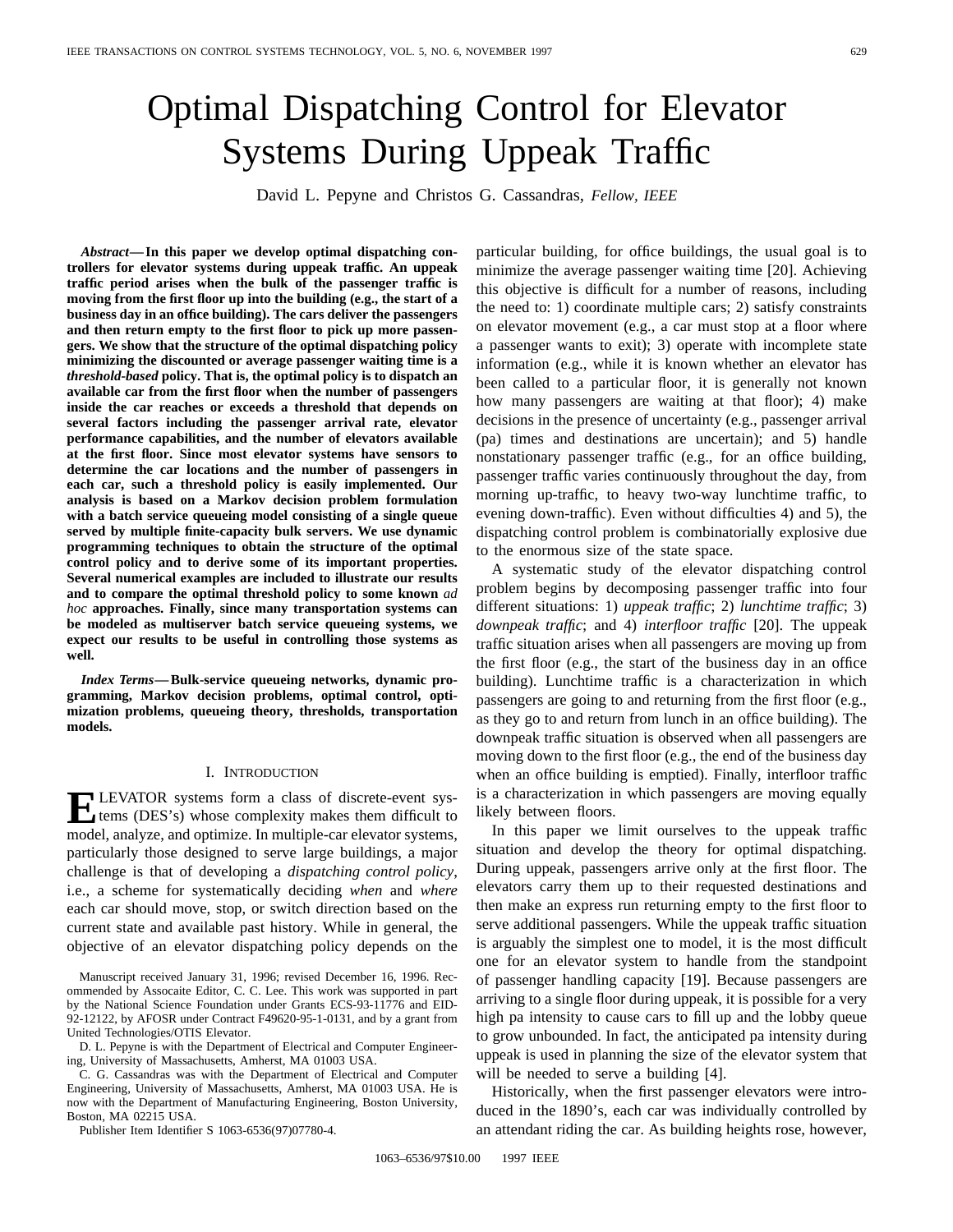# Optimal Dispatching Control for Elevator Systems During Uppeak Traffic

David L. Pepyne and Christos G. Cassandras, *Fellow, IEEE*

***Abstract*—In this paper we develop optimal dispatching controllers for elevator systems during uppeak traffic. An uppeak traffic period arises when the bulk of the passenger traffic is moving from the first floor up into the building (e.g., the start of a business day in an office building). The cars deliver the passengers and then return empty to the first floor to pick up more passengers. We show that the structure of the optimal dispatching policy minimizing the discounted or average passenger waiting time is a *threshold-based* policy. That is, the optimal policy is to dispatch an available car from the first floor when the number of passengers inside the car reaches or exceeds a threshold that depends on several factors including the passenger arrival rate, elevator performance capabilities, and the number of elevators available at the first floor. Since most elevator systems have sensors to determine the car locations and the number of passengers in each car, such a threshold policy is easily implemented. Our analysis is based on a Markov decision problem formulation with a batch service queueing model consisting of a single queue served by multiple finite-capacity bulk servers. We use dynamic programming techniques to obtain the structure of the optimal control policy and to derive some of its important properties. Several numerical examples are included to illustrate our results and to compare the optimal threshold policy to some known *ad hoc* approaches. Finally, since many transportation systems can be modeled as multiserver batch service queueing systems, we expect our results to be useful in controlling those systems as well.**

***Index Terms*—Bulk-service queueing networks, dynamic programming, Markov decision problems, optimal control, optimization problems, queueing theory, thresholds, transportation models.**

## I. Introduction

Elevator systems form a class of discrete-event systems (DES's) whose complexity makes them difficult to model, analyze, and optimize. In multiple-car elevator systems, particularly those designed to serve large buildings, a major challenge is that of developing a *dispatching control policy*, i.e., a scheme for systematically deciding *when* and *where* each car should move, stop, or switch direction based on the current state and available past history. While in general, the objective of an elevator dispatching policy depends on the particular building, for office buildings, the usual goal is to minimize the average passenger waiting time [20]. Achieving this objective is difficult for a number of reasons, including the need to: 1) coordinate multiple cars; 2) satisfy constraints on elevator movement (e.g., a car must stop at a floor where a passenger wants to exit); 3) operate with incomplete state information (e.g., while it is known whether an elevator has been called to a particular floor, it is generally not known how many passengers are waiting at that floor); 4) make decisions in the presence of uncertainty (e.g., passenger arrival (pa) times and destinations are uncertain); and 5) handle nonstationary passenger traffic (e.g., for an office building, passenger traffic varies continuously throughout the day, from morning up-traffic, to heavy two-way lunchtime traffic, to evening down-traffic). Even without difficulties 4) and 5), the dispatching control problem is combinatorially explosive due to the enormous size of the state space.

A systematic study of the elevator dispatching control problem begins by decomposing passenger traffic into four different situations: 1) *uppeak traffic*; 2) *lunchtime traffic*; 3) *downpeak traffic*; and 4) *interfloor traffic* [20]. The uppeak traffic situation arises when all passengers are moving up from the first floor (e.g., the start of the business day in an office building). Lunchtime traffic is a characterization in which passengers are going to and returning from the first floor (e.g., as they go to and return from lunch in an office building). The downpeak traffic situation is observed when all passengers are moving down to the first floor (e.g., the end of the business day when an office building is emptied). Finally, interfloor traffic is a characterization in which passengers are moving equally likely between floors.

In this paper we limit ourselves to the uppeak traffic situation and develop the theory for optimal dispatching. During uppeak, passengers arrive only at the first floor. The elevators carry them up to their requested destinations and then make an express run returning empty to the first floor to serve additional passengers. While the uppeak traffic situation is arguably the simplest one to model, it is the most difficult one for an elevator system to handle from the standpoint of passenger handling capacity [19]. Because passengers are arriving to a single floor during uppeak, it is possible for a very high pa intensity to cause cars to fill up and the lobby queue to grow unbounded. In fact, the anticipated pa intensity during uppeak is used in planning the size of the elevator system that will be needed to serve a building [4].

Historically, when the first passenger elevators were introduced in the 1890's, each car was individually controlled by an attendant riding the car. As building heights rose, however,

Manuscript received January 31, 1996; revised December 16, 1996. Recommended by Assocaite Editor, C. C. Lee. This work was supported in part by the National Science Foundation under Grants ECS-93-11776 and EID-92-12122, by AFOSR under Contract F49620-95-1-0131, and by a grant from United Technologies/OTIS Elevator.

D. L. Pepyne is with the Department of Electrical and Computer Engineering, University of Massachusetts, Amherst, MA 01003 USA.

C. G. Cassandras was with the Department of Electrical and Computer Engineering, University of Massachusetts, Amherst, MA 01003 USA. He is now with the Department of Manufacturing Engineering, Boston University, Boston, MA 02215 USA.

Publisher Item Identifier S 1063-6536(97)07780-4.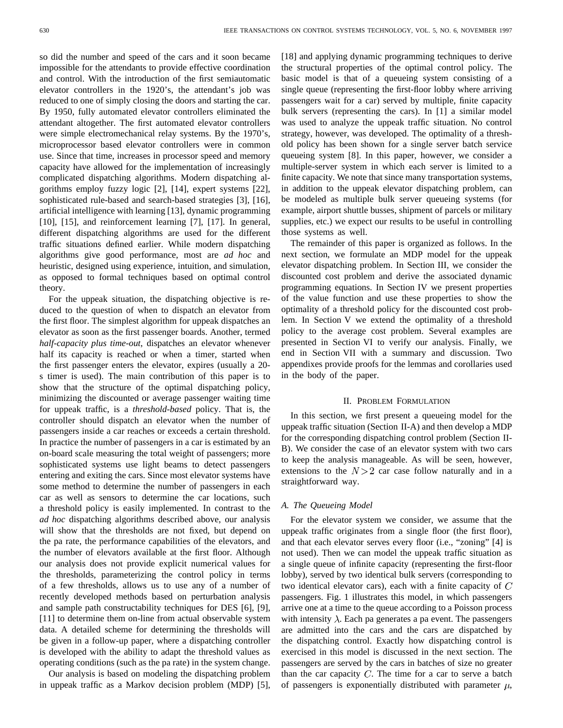so did the number and speed of the cars and it soon became impossible for the attendants to provide effective coordination and control. With the introduction of the first semiautomatic elevator controllers in the 1920's, the attendant's job was reduced to one of simply closing the doors and starting the car. By 1950, fully automated elevator controllers eliminated the attendant altogether. The first automated elevator controllers were simple electromechanical relay systems. By the 1970's, microprocessor based elevator controllers were in common use. Since that time, increases in processor speed and memory capacity have allowed for the implementation of increasingly complicated dispatching algorithms. Modern dispatching algorithms employ fuzzy logic [2], [14], expert systems [22], sophisticated rule-based and search-based strategies [3], [16], artificial intelligence with learning [13], dynamic programming [10], [15], and reinforcement learning [7], [17]. In general, different dispatching algorithms are used for the different traffic situations defined earlier. While modern dispatching algorithms give good performance, most are *ad hoc* and heuristic, designed using experience, intuition, and simulation, as opposed to formal techniques based on optimal control theory.

For the uppeak situation, the dispatching objective is reduced to the question of when to dispatch an elevator from the first floor. The simplest algorithm for uppeak dispatches an elevator as soon as the first passenger boards. Another, termed *half-capacity plus time-out*, dispatches an elevator whenever half its capacity is reached or when a timer, started when the first passenger enters the elevator, expires (usually a 20-s timer is used). The main contribution of this paper is to show that the structure of the optimal dispatching policy, minimizing the discounted or average passenger waiting time for uppeak traffic, is a *threshold-based* policy. That is, the controller should dispatch an elevator when the number of passengers inside a car reaches or exceeds a certain threshold. In practice the number of passengers in a car is estimated by an on-board scale measuring the total weight of passengers; more sophisticated systems use light beams to detect passengers entering and exiting the cars. Since most elevator systems have some method to determine the number of passengers in each car as well as sensors to determine the car locations, such a threshold policy is easily implemented. In contrast to the *ad hoc* dispatching algorithms described above, our analysis will show that the thresholds are not fixed, but depend on the pa rate, the performance capabilities of the elevators, and the number of elevators available at the first floor. Although our analysis does not provide explicit numerical values for the thresholds, parameterizing the control policy in terms of a few thresholds, allows us to use any of a number of recently developed methods based on perturbation analysis and sample path constructability techniques for DES [6], [9], [11] to determine them on-line from actual observable system data. A detailed scheme for determining the thresholds will be given in a follow-up paper, where a dispatching controller is developed with the ability to adapt the threshold values as operating conditions (such as the pa rate) in the system change.

Our analysis is based on modeling the dispatching problem in uppeak traffic as a Markov decision problem (MDP) [5], [18] and applying dynamic programming techniques to derive the structural properties of the optimal control policy. The basic model is that of a queueing system consisting of a single queue (representing the first-floor lobby where arriving passengers wait for a car) served by multiple, finite capacity bulk servers (representing the cars). In [1] a similar model was used to analyze the uppeak traffic situation. No control strategy, however, was developed. The optimality of a threshold policy has been shown for a single server batch service queueing system [8]. In this paper, however, we consider a multiple-server system in which each server is limited to a finite capacity. We note that since many transportation systems, in addition to the uppeak elevator dispatching problem, can be modeled as multiple bulk server queueing systems (for example, airport shuttle busses, shipment of parcels or military supplies, etc.) we expect our results to be useful in controlling those systems as well.

The remainder of this paper is organized as follows. In the next section, we formulate an MDP model for the uppeak elevator dispatching problem. In Section III, we consider the discounted cost problem and derive the associated dynamic programming equations. In Section IV we present properties of the value function and use these properties to show the optimality of a threshold policy for the discounted cost problem. In Section V we extend the optimality of a threshold policy to the average cost problem. Several examples are presented in Section VI to verify our analysis. Finally, we end in Section VII with a summary and discussion. Two appendixes provide proofs for the lemmas and corollaries used in the body of the paper.

## II. Problem Formulation

In this section, we first present a queueing model for the uppeak traffic situation (Section II-A) and then develop a MDP for the corresponding dispatching control problem (Section II-B). We consider the case of an elevator system with two cars to keep the analysis manageable. As will be seen, however, extensions to the $N > 2$ car case follow naturally and in a straightforward way.

### A. The Queueing Model

For the elevator system we consider, we assume that the uppeak traffic originates from a single floor (the first floor), and that each elevator serves every floor (i.e., "zoning" [4] is not used). Then we can model the uppeak traffic situation as a single queue of infinite capacity (representing the first-floor lobby), served by two identical bulk servers (corresponding to two identical elevator cars), each with a finite capacity of $C$ passengers. Fig. 1 illustrates this model, in which passengers arrive one at a time to the queue according to a Poisson process with intensity $\lambda$. Each pa generates a pa event. The passengers are admitted into the cars and the cars are dispatched by the dispatching control. Exactly how dispatching control is exercised in this model is discussed in the next section. The passengers are served by the cars in batches of size no greater than the car capacity $C$. The time for a car to serve a batch of passengers is exponentially distributed with parameter $\mu$,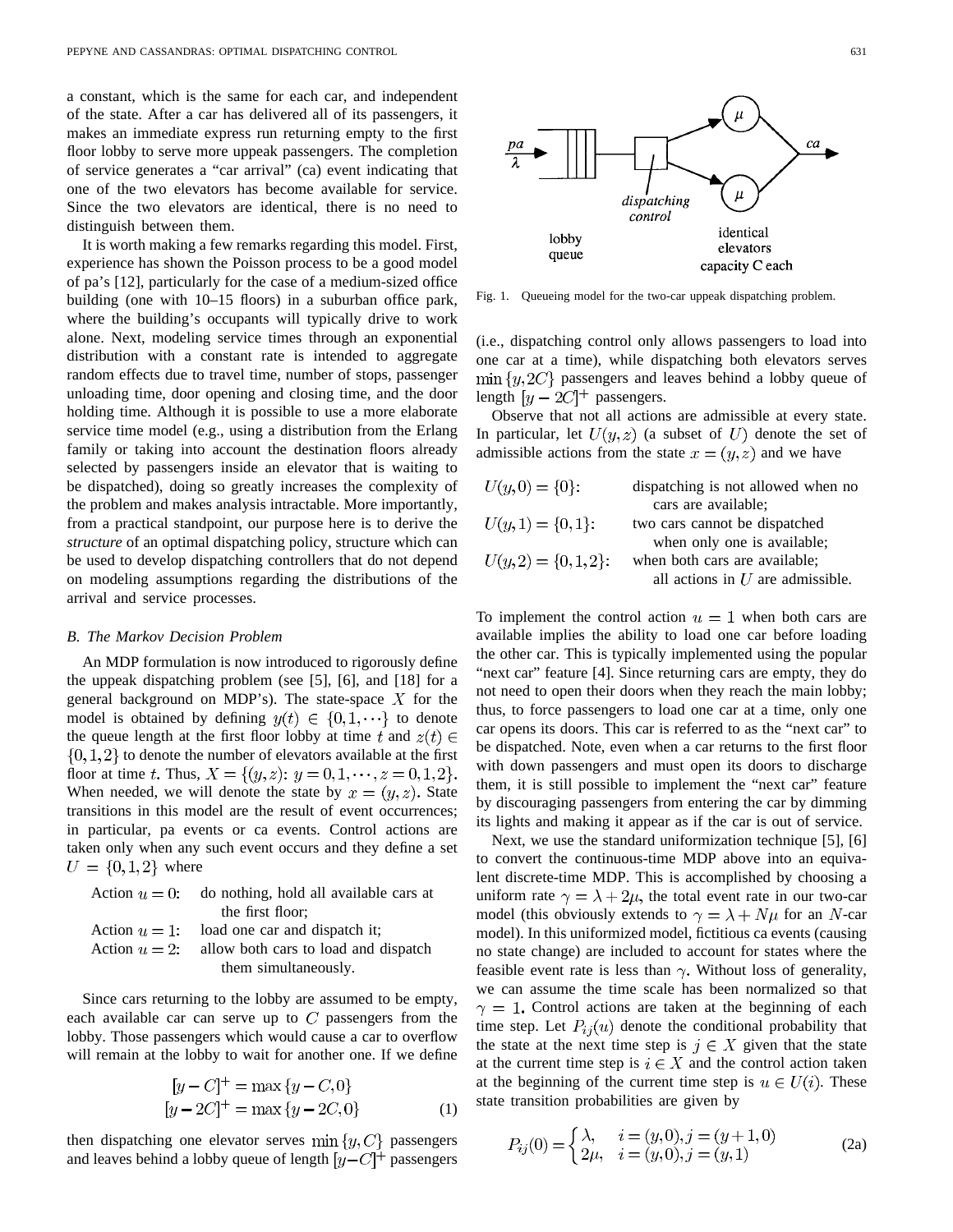a constant, which is the same for each car, and independent of the state. After a car has delivered all of its passengers, it makes an immediate express run returning empty to the first floor lobby to serve more uppeak passengers. The completion of service generates a "car arrival" (ca) event indicating that one of the two elevators has become available for service. Since the two elevators are identical, there is no need to distinguish between them.

It is worth making a few remarks regarding this model. First, experience has shown the Poisson process to be a good model of pa's [12], particularly for the case of a medium-sized office building (one with 10–15 floors) in a suburban office park, where the building's occupants will typically drive to work alone. Next, modeling service times through an exponential distribution with a constant rate is intended to aggregate random effects due to travel time, number of stops, passenger unloading time, door opening and closing time, and the door holding time. Although it is possible to use a more elaborate service time model (e.g., using a distribution from the Erlang family or taking into account the destination floors already selected by passengers inside an elevator that is waiting to be dispatched), doing so greatly increases the complexity of the problem and makes analysis intractable. More importantly, from a practical standpoint, our purpose here is to derive the *structure* of an optimal dispatching policy, structure which can be used to develop dispatching controllers that do not depend on modeling assumptions regarding the distributions of the arrival and service processes.

### *B. The Markov Decision Problem*

An MDP formulation is now introduced to rigorously define the uppeak dispatching problem (see [5], [6], and [18] for a general background on MDP's). The state-space $X$ for the model is obtained by defining $y(t) \in \{0, 1, \cdots\}$ to denote the queue length at the first floor lobby at time $t$ and $z(t) \in \{0, 1, 2\}$ to denote the number of elevators available at the first floor at time $t$. Thus, $X = \{(y, z)\colon y = 0, 1, \cdots, z = 0, 1, 2\}$. When needed, we will denote the state by $x = (y, z)$. State transitions in this model are the result of event occurrences; in particular, pa events or ca events. Control actions are taken only when any such event occurs and they define a set $U = \{0, 1, 2\}$ where

Action $u = 0$: do nothing, hold all available cars at the first floor;
Action $u = 1$: load one car and dispatch it;
Action $u = 2$: allow both cars to load and dispatch them simultaneously.

Since cars returning to the lobby are assumed to be empty, each available car can serve up to $C$ passengers from the lobby. Those passengers which would cause a car to overflow will remain at the lobby to wait for another one. If we define

$$
\begin{aligned}
[y - C]^+ &= \max\{y - C, 0\} \\
[y - 2C]^+ &= \max\{y - 2C, 0\}
\end{aligned}
\tag{1}
$$

then dispatching one elevator serves $\min\{y, C\}$ passengers and leaves behind a lobby queue of length $[y - C]^+$ passengers

Fig. 1. Queueing model for the two-car uppeak dispatching problem.

(i.e., dispatching control only allows passengers to load into one car at a time), while dispatching both elevators serves $\min\{y, 2C\}$ passengers and leaves behind a lobby queue of length $[y - 2C]^+$ passengers.

Observe that not all actions are admissible at every state. In particular, let $U(y, z)$ (a subset of $U$) denote the set of admissible actions from the state $x = (y, z)$ and we have

$U(y, 0) = \{0\}$: dispatching is not allowed when no cars are available;
$U(y, 1) = \{0, 1\}$: two cars cannot be dispatched when only one is available;
$U(y, 2) = \{0, 1, 2\}$: when both cars are available; all actions in $U$ are admissible.

To implement the control action $u = 1$ when both cars are available implies the ability to load one car before loading the other car. This is typically implemented using the popular "next car" feature [4]. Since returning cars are empty, they do not need to open their doors when they reach the main lobby; thus, to force passengers to load one car at a time, only one car opens its doors. This car is referred to as the "next car" to be dispatched. Note, even when a car returns to the first floor with down passengers and must open its doors to discharge them, it is still possible to implement the "next car" feature by discouraging passengers from entering the car by dimming its lights and making it appear as if the car is out of service.

Next, we use the standard uniformization technique [5], [6] to convert the continuous-time MDP above into an equivalent discrete-time MDP. This is accomplished by choosing a uniform rate $\gamma = \lambda + 2\mu$, the total event rate in our two-car model (this obviously extends to $\gamma = \lambda + N\mu$ for an $N$-car model). In this uniformized model, fictitious ca events (causing no state change) are included to account for states where the feasible event rate is less than $\gamma$. Without loss of generality, we can assume the time scale has been normalized so that $\gamma = 1$. Control actions are taken at the beginning of each time step. Let $P_{ij}(u)$ denote the conditional probability that the state at the next time step is $j \in X$ given that the state at the current time step is $i \in X$ and the control action taken at the beginning of the current time step is $u \in U(i)$. These state transition probabilities are given by

$$
P_{ij}(0) = \begin{cases} \lambda, & i = (y, 0), j = (y + 1, 0) \\ 2\mu, & i = (y, 0), j = (y, 1) \end{cases}
\tag{2a}
$$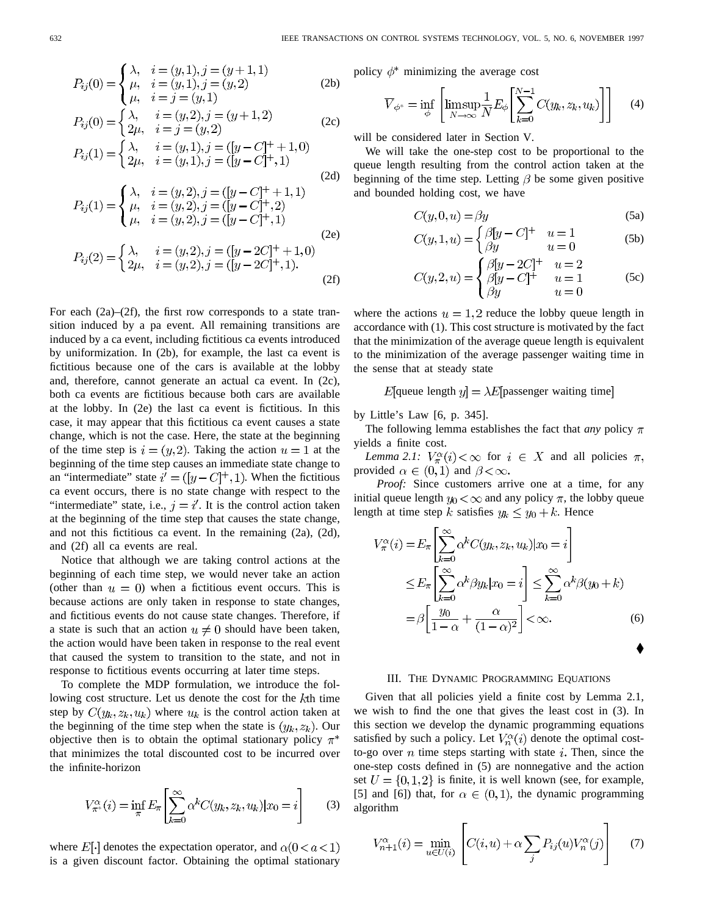$$P_{ij}(0) = \begin{cases} \lambda, & i = (y,1), j = (y+1,1) \\ \mu, & i = (y,1), j = (y,2) \\ \mu, & i = j = (y,1) \end{cases} \tag{2b}$$

$$P_{ij}(0) = \begin{cases} \lambda, & i = (y,2), j = (y+1,2) \\ 2\mu, & i = j = (y,2) \end{cases} \tag{2c}$$

$$P_{ij}(1) = \begin{cases} \lambda, & i = (y,1), j = ([y-C]^+ + 1, 0) \\ 2\mu, & i = (y,1), j = ([y-C]^+, 1) \end{cases} \tag{2d}$$

$$P_{ij}(1) = \begin{cases} \lambda, & i = (y,2), j = ([y-C]^+ + 1, 1) \\ \mu, & i = (y,2), j = ([y-C]^+, 2) \\ \mu, & i = (y,2), j = ([y-C]^+, 1) \end{cases} \tag{2e}$$

$$P_{ij}(2) = \begin{cases} \lambda, & i = (y,2), j = ([y-2C]^+ + 1, 0) \\ 2\mu, & i = (y,2), j = ([y-2C]^+, 1). \end{cases} \tag{2f}$$

For each (2a)–(2f), the first row corresponds to a state transition induced by a pa event. All remaining transitions are induced by a ca event, including fictitious ca events introduced by uniformization. In (2b), for example, the last ca event is fictitious because one of the cars is available at the lobby and, therefore, cannot generate an actual ca event. In (2c), both ca events are fictitious because both cars are available at the lobby. In (2e) the last ca event is fictitious. In this case, it may appear that this fictitious ca event causes a state change, which is not the case. Here, the state at the beginning of the time step is $i = (y, 2)$. Taking the action $u = 1$ at the beginning of the time step causes an immediate state change to an "intermediate" state $i' = ([y-C]^+, 1)$. When the fictitious ca event occurs, there is no state change with respect to the "intermediate" state, i.e., $j = i'$. It is the control action taken at the beginning of the time step that causes the state change, and not this fictitious ca event. In the remaining (2a), (2d), and (2f) all ca events are real.

Notice that although we are taking control actions at the beginning of each time step, we would never take an action (other than $u = 0$) when a fictitious event occurs. This is because actions are only taken in response to state changes, and fictitious events do not cause state changes. Therefore, if a state is such that an action $u \neq 0$ should have been taken, the action would have been taken in response to the real event that caused the system to transition to the state, and not in response to fictitious events occurring at later time steps.

To complete the MDP formulation, we introduce the following cost structure. Let us denote the cost for the $k$th time step by $C(y_k, z_k, u_k)$ where $u_k$ is the control action taken at the beginning of the time step when the state is $(y_k, z_k)$. Our objective then is to obtain the optimal stationary policy $\pi^*$ that minimizes the total discounted cost to be incurred over the infinite-horizon

$$V_{\pi^*}^{\alpha}(i) = \inf_{\pi} E_{\pi}\left[\sum_{k=0}^{\infty} \alpha^k C(y_k, z_k, u_k) | x_0 = i\right] \tag{3}$$

where $E[\cdot]$ denotes the expectation operator, and $\alpha (0 < a < 1)$ is a given discount factor. Obtaining the optimal stationary policy $\phi^*$ minimizing the average cost

$$\overline{V}_{\phi^*} = \inf_{\phi}\left[\limsup_{N\to\infty} \frac{1}{N} E_{\phi}\left[\sum_{k=0}^{N-1} C(y_k, z_k, u_k)\right]\right] \tag{4}$$

will be considered later in Section V.

We will take the one-step cost to be proportional to the queue length resulting from the control action taken at the beginning of the time step. Letting $\beta$ be some given positive and bounded holding cost, we have

$$C(y, 0, u) = \beta y \tag{5a}$$

$$C(y, 1, u) = \begin{cases} \beta[y-C]^+ & u = 1 \\ \beta y & u = 0 \end{cases} \tag{5b}$$

$$C(y, 2, u) = \begin{cases} \beta[y-2C]^+ & u = 2 \\ \beta[y-C]^+ & u = 1 \\ \beta y & u = 0 \end{cases} \tag{5c}$$

where the actions $u = 1, 2$ reduce the lobby queue length in accordance with (1). This cost structure is motivated by the fact that the minimization of the average queue length is equivalent to the minimization of the average passenger waiting time in the sense that at steady state

$$E[\text{queue length } y] = \lambda E[\text{passenger waiting time}]$$

by Little's Law [6, p. 345].

The following lemma establishes the fact that *any* policy $\pi$ yields a finite cost.

*Lemma 2.1:* $V_{\pi}^{\alpha}(i) < \infty$ for $i \in X$ and all policies $\pi$, provided $\alpha \in (0, 1)$ and $\beta < \infty$.

*Proof:* Since customers arrive one at a time, for any initial queue length $y_0 < \infty$ and any policy $\pi$, the lobby queue length at time step $k$ satisfies $y_k \leq y_0 + k$. Hence

$$\begin{aligned} V_{\pi}^{\alpha}(i) &= E_{\pi}\left[\sum_{k=0}^{\infty} \alpha^k C(y_k, z_k, u_k) | x_0 = i\right] \\ &\leq E_{\pi}\left[\sum_{k=0}^{\infty} \alpha^k \beta y_k | x_0 = i\right] \leq \sum_{k=0}^{\infty} \alpha^k \beta (y_0 + k) \\ &= \beta\left[\frac{y_0}{1-\alpha} + \frac{\alpha}{(1-\alpha)^2}\right] < \infty. \end{aligned} \tag{6}$$

♦

## III. The Dynamic Programming Equations

Given that all policies yield a finite cost by Lemma 2.1, we wish to find the one that gives the least cost in (3). In this section we develop the dynamic programming equations satisfied by such a policy. Let $V_n^{\alpha}(i)$ denote the optimal cost-to-go over $n$ time steps starting with state $i$. Then, since the one-step costs defined in (5) are nonnegative and the action set $U = \{0, 1, 2\}$ is finite, it is well known (see, for example, [5] and [6]) that, for $\alpha \in (0, 1)$, the dynamic programming algorithm

$$V_{n+1}^{\alpha}(i) = \min_{u \in U(i)}\left[C(i, u) + \alpha \sum_j P_{ij}(u) V_n^{\alpha}(j)\right] \tag{7}$$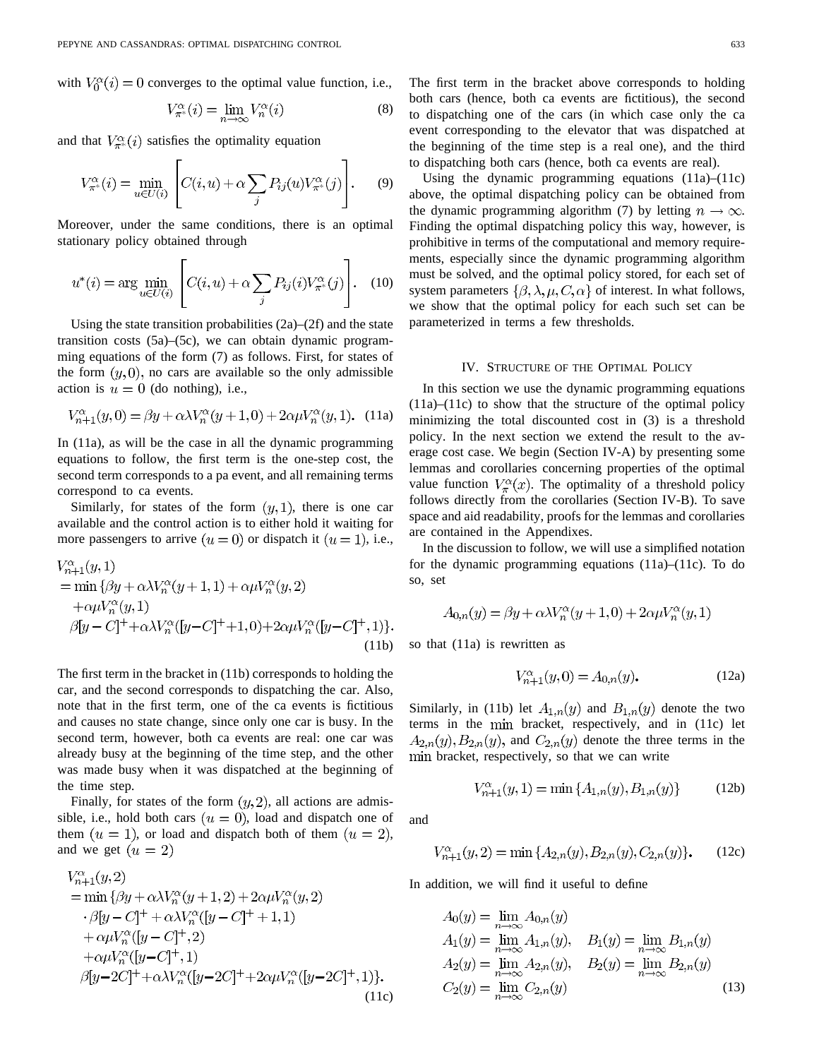with $V_0^\alpha(i) = 0$ converges to the optimal value function, i.e.,

$$V_{\pi^*}^\alpha(i) = \lim_{n\to\infty} V_n^\alpha(i) \tag{8}$$

and that $V_{\pi^*}^\alpha(i)$ satisfies the optimality equation

$$V_{\pi^*}^\alpha(i) = \min_{u\in U(i)} \left[ C(i,u) + \alpha \sum_j P_{ij}(u) V_{\pi^*}^\alpha(j) \right]. \tag{9}$$

Moreover, under the same conditions, there is an optimal stationary policy obtained through

$$u^*(i) = \arg\min_{u\in U(i)} \left[ C(i,u) + \alpha \sum_j P_{ij}(i) V_{\pi^*}^\alpha(j) \right]. \tag{10}$$

Using the state transition probabilities (2a)–(2f) and the state transition costs (5a)–(5c), we can obtain dynamic programming equations of the form (7) as follows. First, for states of the form $(y, 0)$, no cars are available so the only admissible action is $u = 0$ (do nothing), i.e.,

$$V_{n+1}^\alpha(y,0) = \beta y + \alpha\lambda V_n^\alpha(y+1,0) + 2\alpha\mu V_n^\alpha(y,1). \tag{11a}$$

In (11a), as will be the case in all the dynamic programming equations to follow, the first term is the one-step cost, the second term corresponds to a pa event, and all remaining terms correspond to ca events.

Similarly, for states of the form $(y, 1)$, there is one car available and the control action is to either hold it waiting for more passengers to arrive $(u = 0)$ or dispatch it $(u = 1)$, i.e.,

$$\begin{aligned} &V_{n+1}^\alpha(y,1) \\ &= \min\{\beta y + \alpha\lambda V_n^\alpha(y+1,1) + \alpha\mu V_n^\alpha(y,2) \\ &\quad + \alpha\mu V_n^\alpha(y,1) \\ &\quad \beta[y-C]^+ + \alpha\lambda V_n^\alpha([y-C]^+ + 1, 0) + 2\alpha\mu V_n^\alpha([y-C]^+, 1)\}. \end{aligned} \tag{11b}$$

The first term in the bracket in (11b) corresponds to holding the car, and the second corresponds to dispatching the car. Also, note that in the first term, one of the ca events is fictitious and causes no state change, since only one car is busy. In the second term, however, both ca events are real: one car was already busy at the beginning of the time step, and the other was made busy when it was dispatched at the beginning of the time step.

Finally, for states of the form $(y, 2)$, all actions are admissible, i.e., hold both cars $(u = 0)$, load and dispatch one of them $(u = 1)$, or load and dispatch both of them $(u = 2)$, and we get $(u = 2)$

$$\begin{aligned} &V_{n+1}^\alpha(y,2) \\ &= \min\{\beta y + \alpha\lambda V_n^\alpha(y+1,2) + 2\alpha\mu V_n^\alpha(y,2) \\ &\quad \cdot \beta[y-C]^+ + \alpha\lambda V_n^\alpha([y-C]^+ + 1, 1) \\ &\quad + \alpha\mu V_n^\alpha([y-C]^+, 2) \\ &\quad + \alpha\mu V_n^\alpha([y-C]^+, 1) \\ &\quad \beta[y-2C]^+ + \alpha\lambda V_n^\alpha([y-2C]^+ + 2\alpha\mu V_n^\alpha([y-2C]^+, 1)\}. \end{aligned} \tag{11c}$$

The first term in the bracket above corresponds to holding both cars (hence, both ca events are fictitious), the second to dispatching one of the cars (in which case only the ca event corresponding to the elevator that was dispatched at the beginning of the time step is a real one), and the third to dispatching both cars (hence, both ca events are real).

Using the dynamic programming equations (11a)–(11c) above, the optimal dispatching policy can be obtained from the dynamic programming algorithm (7) by letting $n \to \infty$. Finding the optimal dispatching policy this way, however, is prohibitive in terms of the computational and memory requirements, especially since the dynamic programming algorithm must be solved, and the optimal policy stored, for each set of system parameters $\{\beta, \lambda, \mu, C, \alpha\}$ of interest. In what follows, we show that the optimal policy for each such set can be parameterized in terms a few thresholds.

## IV. Structure of the Optimal Policy

In this section we use the dynamic programming equations (11a)–(11c) to show that the structure of the optimal policy minimizing the total discounted cost in (3) is a threshold policy. In the next section we extend the result to the average cost case. We begin (Section IV-A) by presenting some lemmas and corollaries concerning properties of the optimal value function $V_\pi^\alpha(x)$. The optimality of a threshold policy follows directly from the corollaries (Section IV-B). To save space and aid readability, proofs for the lemmas and corollaries are contained in the Appendixes.

In the discussion to follow, we will use a simplified notation for the dynamic programming equations (11a)–(11c). To do so, set

$$A_{0,n}(y) = \beta y + \alpha\lambda V_n^\alpha(y+1,0) + 2\alpha\mu V_n^\alpha(y,1)$$

so that (11a) is rewritten as

$$V_{n+1}^\alpha(y,0) = A_{0,n}(y). \tag{12a}$$

Similarly, in (11b) let $A_{1,n}(y)$ and $B_{1,n}(y)$ denote the two terms in the $\min$ bracket, respectively, and in (11c) let $A_{2,n}(y), B_{2,n}(y)$, and $C_{2,n}(y)$ denote the three terms in the $\min$ bracket, respectively, so that we can write

$$V_{n+1}^\alpha(y,1) = \min\{A_{1,n}(y), B_{1,n}(y)\} \tag{12b}$$

and

$$V_{n+1}^\alpha(y,2) = \min\{A_{2,n}(y), B_{2,n}(y), C_{2,n}(y)\}. \tag{12c}$$

In addition, we will find it useful to define

$$\begin{aligned} A_0(y) &= \lim_{n\to\infty} A_{0,n}(y) \\ A_1(y) &= \lim_{n\to\infty} A_{1,n}(y), \quad B_1(y) = \lim_{n\to\infty} B_{1,n}(y) \\ A_2(y) &= \lim_{n\to\infty} A_{2,n}(y), \quad B_2(y) = \lim_{n\to\infty} B_{2,n}(y) \\ C_2(y) &= \lim_{n\to\infty} C_{2,n}(y) \end{aligned} \tag{13}$$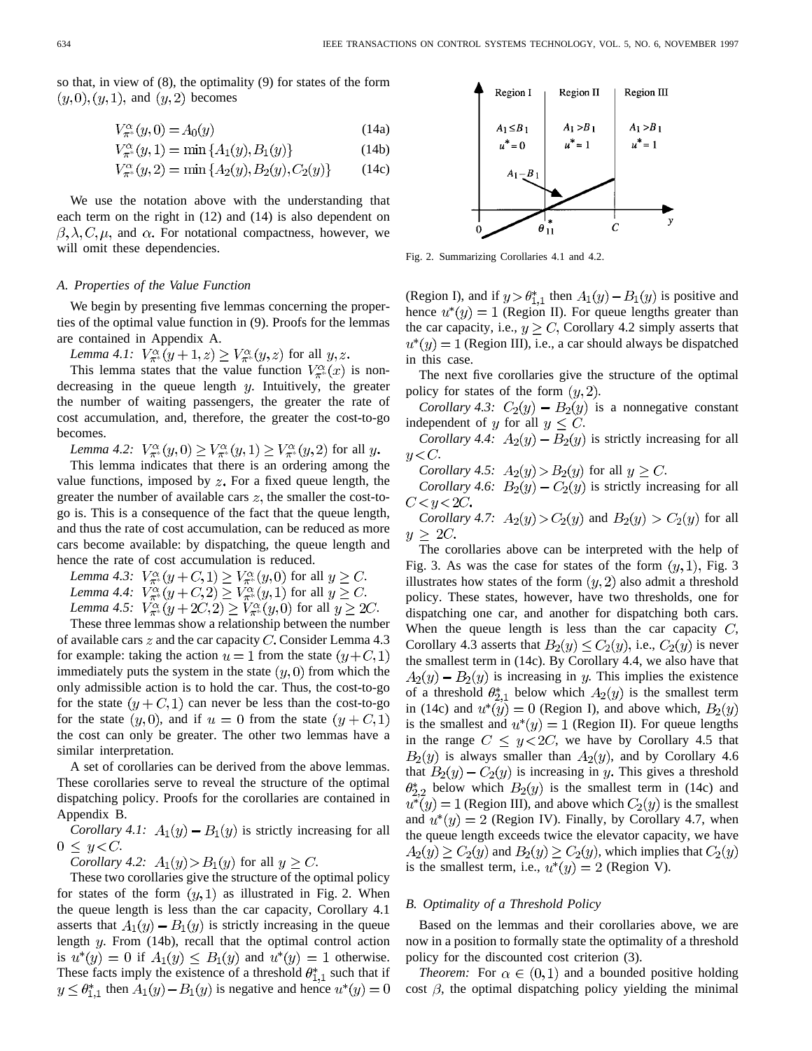so that, in view of (8), the optimality (9) for states of the form $(y,0), (y,1)$, and $(y,2)$ becomes

$$V^{\alpha}_{\pi^*}(y,0) = A_0(y) \tag{14a}$$

$$V^{\alpha}_{\pi^*}(y,1) = \min\{A_1(y), B_1(y)\} \tag{14b}$$

$$V^{\alpha}_{\pi^*}(y,2) = \min\{A_2(y), B_2(y), C_2(y)\} \tag{14c}$$

We use the notation above with the understanding that each term on the right in (12) and (14) is also dependent on $\beta, \lambda, C, \mu$, and $\alpha$. For notational compactness, however, we will omit these dependencies.

### A. Properties of the Value Function

We begin by presenting five lemmas concerning the properties of the optimal value function in (9). Proofs for the lemmas are contained in Appendix A.

*Lemma 4.1:* $V^{\alpha}_{\pi^*}(y+1,z) \geq V^{\alpha}_{\pi^*}(y,z)$ for all $y, z$.

This lemma states that the value function $V^{\alpha}_{\pi^*}(x)$ is nondecreasing in the queue length $y$. Intuitively, the greater the number of waiting passengers, the greater the rate of cost accumulation, and, therefore, the greater the cost-to-go becomes.

*Lemma 4.2:* $V^{\alpha}_{\pi^*}(y,0) \geq V^{\alpha}_{\pi^*}(y,1) \geq V^{\alpha}_{\pi^*}(y,2)$ for all $y$.

This lemma indicates that there is an ordering among the value functions, imposed by $z$. For a fixed queue length, the greater the number of available cars $z$, the smaller the cost-to-go is. This is a consequence of the fact that the queue length, and thus the rate of cost accumulation, can be reduced as more cars become available: by dispatching, the queue length and hence the rate of cost accumulation is reduced.

*Lemma 4.3:* $V^{\alpha}_{\pi^*}(y+C,1) \geq V^{\alpha}_{\pi^*}(y,0)$ for all $y \geq C$.

*Lemma 4.4:* $V^{\alpha}_{\pi^*}(y+C,2) \geq V^{\alpha}_{\pi^*}(y,1)$ for all $y \geq C$.

*Lemma 4.5:* $V^{\alpha}_{\pi^*}(y+2C,2) \geq V^{\alpha}_{\pi^*}(y,0)$ for all $y \geq 2C$.

These three lemmas show a relationship between the number of available cars $z$ and the car capacity $C$. Consider Lemma 4.3 for example: taking the action $u=1$ from the state $(y+C,1)$ immediately puts the system in the state $(y,0)$ from which the only admissible action is to hold the car. Thus, the cost-to-go for the state $(y+C,1)$ can never be less than the cost-to-go for the state $(y,0)$, and if $u=0$ from the state $(y+C,1)$ the cost can only be greater. The other two lemmas have a similar interpretation.

A set of corollaries can be derived from the above lemmas. These corollaries serve to reveal the structure of the optimal dispatching policy. Proofs for the corollaries are contained in Appendix B.

*Corollary 4.1:* $A_1(y) - B_1(y)$ is strictly increasing for all $0 \leq y < C$.

*Corollary 4.2:* $A_1(y) > B_1(y)$ for all $y \geq C$.

These two corollaries give the structure of the optimal policy for states of the form $(y,1)$ as illustrated in Fig. 2. When the queue length is less than the car capacity, Corollary 4.1 asserts that $A_1(y) - B_1(y)$ is strictly increasing in the queue length $y$. From (14b), recall that the optimal control action is $u^*(y) = 0$ if $A_1(y) \leq B_1(y)$ and $u^*(y) = 1$ otherwise. These facts imply the existence of a threshold $\theta^*_{1,1}$ such that if $y \leq \theta^*_{1,1}$ then $A_1(y) - B_1(y)$ is negative and hence $u^*(y) = 0$ (Region I), and if $y > \theta^*_{1,1}$ then $A_1(y) - B_1(y)$ is positive and hence $u^*(y) = 1$ (Region II). For queue lengths greater than the car capacity, i.e., $y \geq C$, Corollary 4.2 simply asserts that $u^*(y) = 1$ (Region III), i.e., a car should always be dispatched in this case.

Fig. 2. Summarizing Corollaries 4.1 and 4.2.

The next five corollaries give the structure of the optimal policy for states of the form $(y,2)$.

*Corollary 4.3:* $C_2(y) - B_2(y)$ is a nonnegative constant independent of $y$ for all $y \leq C$.

*Corollary 4.4:* $A_2(y) - B_2(y)$ is strictly increasing for all $y < C$.

*Corollary 4.5:* $A_2(y) > B_2(y)$ for all $y \geq C$.

*Corollary 4.6:* $B_2(y) - C_2(y)$ is strictly increasing for all $C < y < 2C$.

*Corollary 4.7:* $A_2(y) > C_2(y)$ and $B_2(y) > C_2(y)$ for all $y \geq 2C$.

The corollaries above can be interpreted with the help of Fig. 3. As was the case for states of the form $(y,1)$, Fig. 3 illustrates how states of the form $(y,2)$ also admit a threshold policy. These states, however, have two thresholds, one for dispatching one car, and another for dispatching both cars. When the queue length is less than the car capacity $C$, Corollary 4.3 asserts that $B_2(y) \leq C_2(y)$, i.e., $C_2(y)$ is never the smallest term in (14c). By Corollary 4.4, we also have that $A_2(y) - B_2(y)$ is increasing in $y$. This implies the existence of a threshold $\theta^*_{2,1}$ below which $A_2(y)$ is the smallest term in (14c) and $u^*(y) = 0$ (Region I), and above which, $B_2(y)$ is the smallest and $u^*(y) = 1$ (Region II). For queue lengths in the range $C \leq y < 2C$, we have by Corollary 4.5 that $B_2(y)$ is always smaller than $A_2(y)$, and by Corollary 4.6 that $B_2(y) - C_2(y)$ is increasing in $y$. This gives a threshold $\theta^*_{2,2}$ below which $B_2(y)$ is the smallest term in (14c) and $u^*(y) = 1$ (Region III), and above which $C_2(y)$ is the smallest and $u^*(y) = 2$ (Region IV). Finally, by Corollary 4.7, when the queue length exceeds twice the elevator capacity, we have $A_2(y) \geq C_2(y)$ and $B_2(y) \geq C_2(y)$, which implies that $C_2(y)$ is the smallest term, i.e., $u^*(y) = 2$ (Region V).

### B. Optimality of a Threshold Policy

Based on the lemmas and their corollaries above, we are now in a position to formally state the optimality of a threshold policy for the discounted cost criterion (3).

*Theorem:* For $\alpha \in (0,1)$ and a bounded positive holding cost $\beta$, the optimal dispatching policy yielding the minimal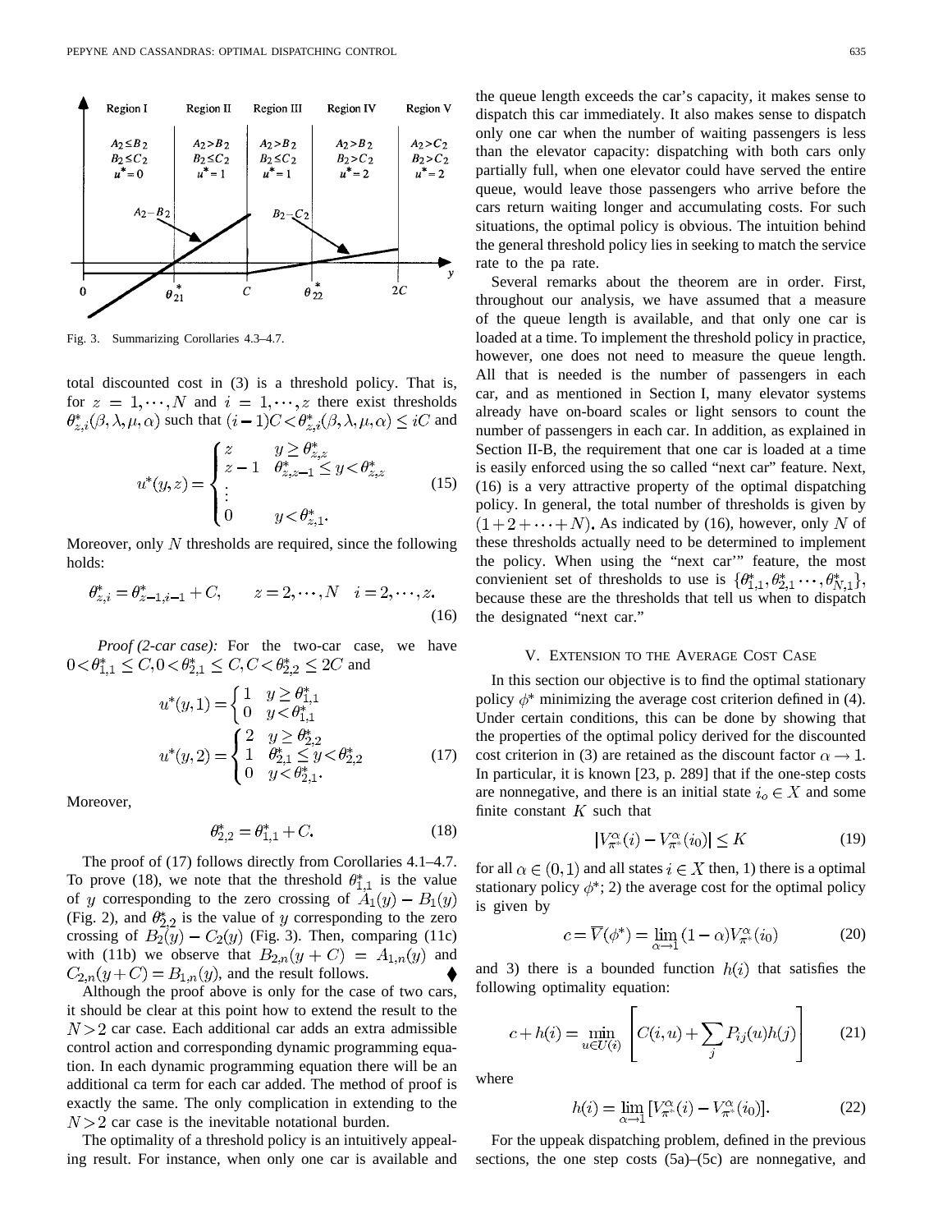Fig. 3. Summarizing Corollaries 4.3–4.7.

total discounted cost in (3) is a threshold policy. That is, for $z = 1, \cdots, N$ and $i = 1, \cdots, z$ there exist thresholds $\theta^*_{z,i}(\beta, \lambda, \mu, \alpha)$ such that $(i-1)C < \theta^*_{z,i}(\beta, \lambda, \mu, \alpha) \leq iC$ and

$$u^*(y,z) = \begin{cases} z & y \geq \theta^*_{z,z} \\ z-1 & \theta^*_{z,z-1} \leq y < \theta^*_{z,z} \\ \vdots & \\ 0 & y < \theta^*_{z,1}. \end{cases} \tag{15}$$

Moreover, only $N$ thresholds are required, since the following holds:

$$\theta^*_{z,i} = \theta^*_{z-1,i-1} + C, \qquad z = 2, \cdots, N \quad i = 2, \cdots, z. \tag{16}$$

*Proof (2-car case):* For the two-car case, we have $0 < \theta^*_{1,1} \leq C, 0 < \theta^*_{2,1} \leq C, C < \theta^*_{2,2} \leq 2C$ and

$$u^*(y,1) = \begin{cases} 1 & y \geq \theta^*_{1,1} \\ 0 & y < \theta^*_{1,1} \end{cases}$$
$$u^*(y,2) = \begin{cases} 2 & y \geq \theta^*_{2,2} \\ 1 & \theta^*_{2,1} \leq y < \theta^*_{2,2} \\ 0 & y < \theta^*_{2,1}. \end{cases} \tag{17}$$

Moreover,

$$\theta^*_{2,2} = \theta^*_{1,1} + C. \tag{18}$$

The proof of (17) follows directly from Corollaries 4.1–4.7. To prove (18), we note that the threshold $\theta^*_{1,1}$ is the value of $y$ corresponding to the zero crossing of $A_1(y) - B_1(y)$ (Fig. 2), and $\theta^*_{2,2}$ is the value of $y$ corresponding to the zero crossing of $B_2(y) - C_2(y)$ (Fig. 3). Then, comparing (11c) with (11b) we observe that $B_{2,n}(y + C) = A_{1,n}(y)$ and $C_{2,n}(y + C) = B_{1,n}(y)$, and the result follows. ♦

Although the proof above is only for the case of two cars, it should be clear at this point how to extend the result to the $N > 2$ car case. Each additional car adds an extra admissible control action and corresponding dynamic programming equation. In each dynamic programming equation there will be an additional ca term for each car added. The method of proof is exactly the same. The only complication in extending to the $N > 2$ car case is the inevitable notational burden.

The optimality of a threshold policy is an intuitively appealing result. For instance, when only one car is available and the queue length exceeds the car's capacity, it makes sense to dispatch this car immediately. It also makes sense to dispatch only one car when the number of waiting passengers is less than the elevator capacity: dispatching with both cars only partially full, when one elevator could have served the entire queue, would leave those passengers who arrive before the cars return waiting longer and accumulating costs. For such situations, the optimal policy is obvious. The intuition behind the general threshold policy lies in seeking to match the service rate to the pa rate.

Several remarks about the theorem are in order. First, throughout our analysis, we have assumed that a measure of the queue length is available, and that only one car is loaded at a time. To implement the threshold policy in practice, however, one does not need to measure the queue length. All that is needed is the number of passengers in each car, and as mentioned in Section I, many elevator systems already have on-board scales or light sensors to count the number of passengers in each car. In addition, as explained in Section II-B, the requirement that one car is loaded at a time is easily enforced using the so called "next car" feature. Next, (16) is a very attractive property of the optimal dispatching policy. In general, the total number of thresholds is given by $(1 + 2 + \cdots + N)$. As indicated by (16), however, only $N$ of these thresholds actually need to be determined to implement the policy. When using the "next car'" feature, the most convienient set of thresholds to use is $\{\theta^*_{1,1}, \theta^*_{2,1} \cdots, \theta^*_{N,1}\}$, because these are the thresholds that tell us when to dispatch the designated "next car."

## V. Extension to the Average Cost Case

In this section our objective is to find the optimal stationary policy $\phi^*$ minimizing the average cost criterion defined in (4). Under certain conditions, this can be done by showing that the properties of the optimal policy derived for the discounted cost criterion in (3) are retained as the discount factor $\alpha \to 1$. In particular, it is known [23, p. 289] that if the one-step costs are nonnegative, and there is an initial state $i_o \in X$ and some finite constant $K$ such that

$$|V^\alpha_{\pi^*}(i) - V^\alpha_{\pi^*}(i_0)| \leq K \tag{19}$$

for all $\alpha \in (0,1)$ and all states $i \in X$ then, 1) there is a optimal stationary policy $\phi^*$; 2) the average cost for the optimal policy is given by

$$c = \overline{V}(\phi^*) = \lim_{\alpha \to 1} (1-\alpha) V^\alpha_{\pi^*}(i_0) \tag{20}$$

and 3) there is a bounded function $h(i)$ that satisfies the following optimality equation:

$$c + h(i) = \min_{u \in U(i)} \left[ C(i,u) + \sum_j P_{ij}(u) h(j) \right] \tag{21}$$

where

$$h(i) = \lim_{\alpha \to 1} [V^\alpha_{\pi^*}(i) - V^\alpha_{\pi^*}(i_0)]. \tag{22}$$

For the uppeak dispatching problem, defined in the previous sections, the one step costs (5a)–(5c) are nonnegative, and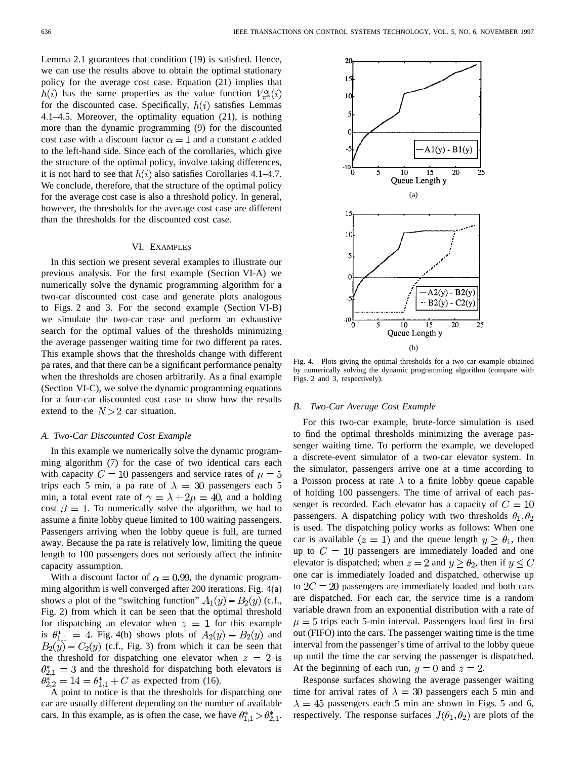Lemma 2.1 guarantees that condition (19) is satisfied. Hence, we can use the results above to obtain the optimal stationary policy for the average cost case. Equation (21) implies that $h(i)$ has the same properties as the value function $V^{\alpha}_{\pi^*}(i)$ for the discounted case. Specifically, $h(i)$ satisfies Lemmas 4.1–4.5. Moreover, the optimality equation (21), is nothing more than the dynamic programming (9) for the discounted cost case with a discount factor $\alpha = 1$ and a constant $c$ added to the left-hand side. Since each of the corollaries, which give the structure of the optimal policy, involve taking differences, it is not hard to see that $h(i)$ also satisfies Corollaries 4.1–4.7. We conclude, therefore, that the structure of the optimal policy for the average cost case is also a threshold policy. In general, however, the thresholds for the average cost case are different than the thresholds for the discounted cost case.

## VI. Examples

In this section we present several examples to illustrate our previous analysis. For the first example (Section VI-A) we numerically solve the dynamic programming algorithm for a two-car discounted cost case and generate plots analogous to Figs. 2 and 3. For the second example (Section VI-B) we simulate the two-car case and perform an exhaustive search for the optimal values of the thresholds minimizing the average passenger waiting time for two different pa rates. This example shows that the thresholds change with different pa rates, and that there can be a significant performance penalty when the thresholds are chosen arbitrarily. As a final example (Section VI-C), we solve the dynamic programming equations for a four-car discounted cost case to show how the results extend to the $N > 2$ car situation.

### A. Two-Car Discounted Cost Example

In this example we numerically solve the dynamic programming algorithm (7) for the case of two identical cars each with capacity $C = 10$ passengers and service rates of $\mu = 5$ trips each 5 min, a pa rate of $\lambda = 30$ passengers each 5 min, a total event rate of $\gamma = \lambda + 2\mu = 40$, and a holding cost $\beta = 1$. To numerically solve the algorithm, we had to assume a finite lobby queue limited to 100 waiting passengers. Passengers arriving when the lobby queue is full, are turned away. Because the pa rate is relatively low, limiting the queue length to 100 passengers does not seriously affect the infinite capacity assumption.

With a discount factor of $\alpha = 0.99$, the dynamic programming algorithm is well converged after 200 iterations. Fig. 4(a) shows a plot of the "switching function" $A_1(y) - B_2(y)$ (c.f., Fig. 2) from which it can be seen that the optimal threshold for dispatching an elevator when $z = 1$ for this example is $\theta^*_{1,1} = 4$. Fig. 4(b) shows plots of $A_2(y) - B_2(y)$ and $B_2(y) - C_2(y)$ (c.f., Fig. 3) from which it can be seen that the threshold for dispatching one elevator when $z = 2$ is $\theta^*_{2,1} = 3$ and the threshold for dispatching both elevators is $\theta^*_{2,2} = 14 = \theta^*_{1,1} + C$ as expected from (16).

A point to notice is that the thresholds for dispatching one car are usually different depending on the number of available cars. In this example, as is often the case, we have $\theta^*_{1,1} > \theta^*_{2,1}$.

Fig. 4. Plots giving the optimal thresholds for a two car example obtained by numerically solving the dynamic programming algorithm (compare with Figs. 2 and 3, respectively).

### B. Two-Car Average Cost Example

For this two-car example, brute-force simulation is used to find the optimal thresholds minimizing the average passenger waiting time. To perform the example, we developed a discrete-event simulator of a two-car elevator system. In the simulator, passengers arrive one at a time according to a Poisson process at rate $\lambda$ to a finite lobby queue capable of holding 100 passengers. The time of arrival of each passenger is recorded. Each elevator has a capacity of $C = 10$ passengers. A dispatching policy with two thresholds $\theta_1, \theta_2$ is used. The dispatching policy works as follows: When one car is available $(z = 1)$ and the queue length $y \geq \theta_1$, then up to $C = 10$ passengers are immediately loaded and one elevator is dispatched; when $z = 2$ and $y \geq \theta_2$, then if $y \leq C$ one car is immediately loaded and dispatched, otherwise up to $2C = 20$ passengers are immediately loaded and both cars are dispatched. For each car, the service time is a random variable drawn from an exponential distribution with a rate of $\mu = 5$ trips each 5-min interval. Passengers load first in–first out (FIFO) into the cars. The passenger waiting time is the time interval from the passenger's time of arrival to the lobby queue up until the time the car serving the passenger is dispatched. At the beginning of each run, $y = 0$ and $z = 2$.

Response surfaces showing the average passenger waiting time for arrival rates of $\lambda = 30$ passengers each 5 min and $\lambda = 45$ passengers each 5 min are shown in Figs. 5 and 6, respectively. The response surfaces $J(\theta_1, \theta_2)$ are plots of the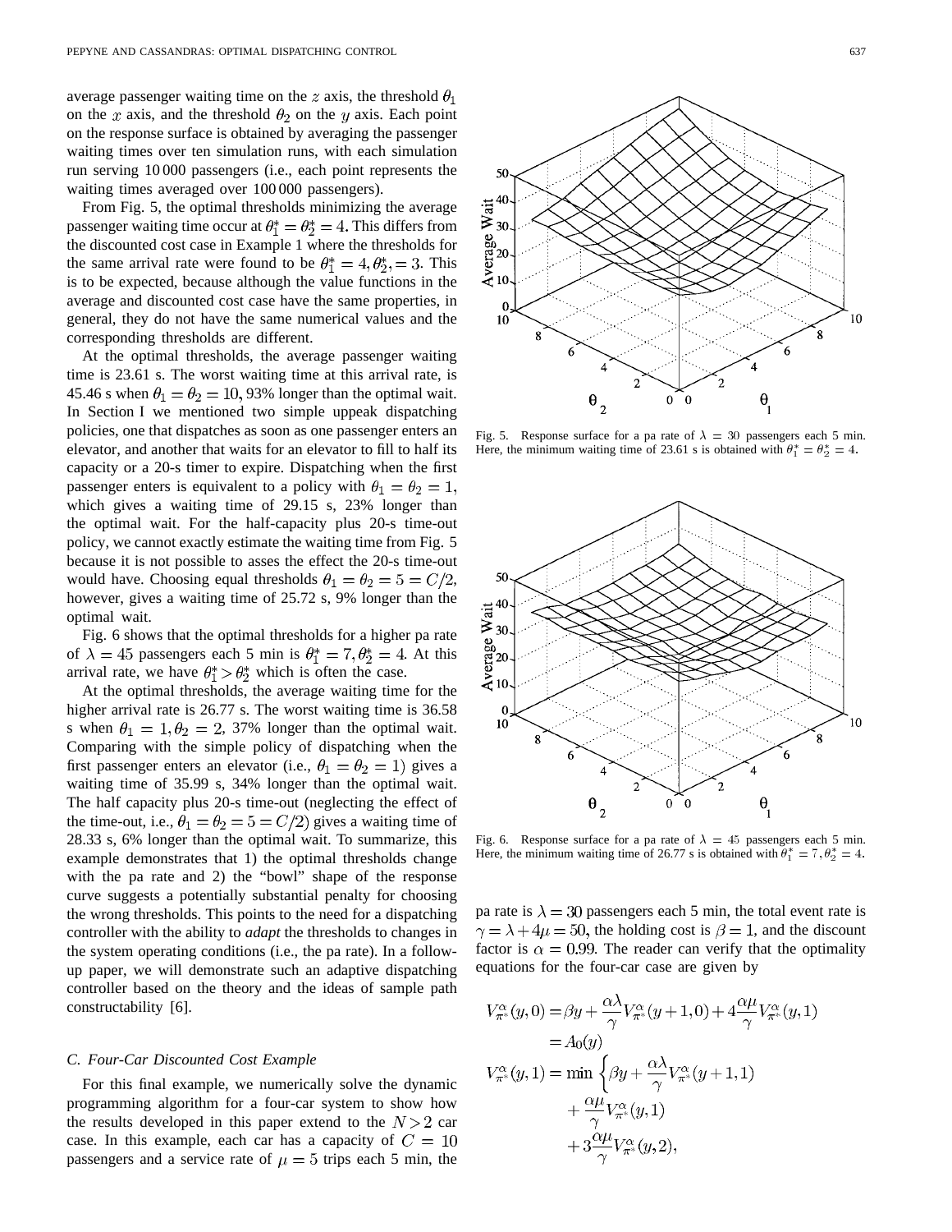average passenger waiting time on the $z$ axis, the threshold $\theta_1$ on the $x$ axis, and the threshold $\theta_2$ on the $y$ axis. Each point on the response surface is obtained by averaging the passenger waiting times over ten simulation runs, with each simulation run serving 10 000 passengers (i.e., each point represents the waiting times averaged over 100 000 passengers).

From Fig. 5, the optimal thresholds minimizing the average passenger waiting time occur at $\theta_1^* = \theta_2^* = 4$. This differs from the discounted cost case in Example 1 where the thresholds for the same arrival rate were found to be $\theta_1^* = 4, \theta_2^*, = 3$. This is to be expected, because although the value functions in the average and discounted cost case have the same properties, in general, they do not have the same numerical values and the corresponding thresholds are different.

At the optimal thresholds, the average passenger waiting time is 23.61 s. The worst waiting time at this arrival rate, is 45.46 s when $\theta_1 = \theta_2 = 10$, 93% longer than the optimal wait. In Section I we mentioned two simple uppeak dispatching policies, one that dispatches as soon as one passenger enters an elevator, and another that waits for an elevator to fill to half its capacity or a 20-s timer to expire. Dispatching when the first passenger enters is equivalent to a policy with $\theta_1 = \theta_2 = 1$, which gives a waiting time of 29.15 s, 23% longer than the optimal wait. For the half-capacity plus 20-s time-out policy, we cannot exactly estimate the waiting time from Fig. 5 because it is not possible to asses the effect the 20-s time-out would have. Choosing equal thresholds $\theta_1 = \theta_2 = 5 = C/2$, however, gives a waiting time of 25.72 s, 9% longer than the optimal wait.

Fig. 6 shows that the optimal thresholds for a higher pa rate of $\lambda = 45$ passengers each 5 min is $\theta_1^* = 7, \theta_2^* = 4$. At this arrival rate, we have $\theta_1^* > \theta_2^*$ which is often the case.

At the optimal thresholds, the average waiting time for the higher arrival rate is 26.77 s. The worst waiting time is 36.58 s when $\theta_1 = 1, \theta_2 = 2$, 37% longer than the optimal wait. Comparing with the simple policy of dispatching when the first passenger enters an elevator (i.e., $\theta_1 = \theta_2 = 1$) gives a waiting time of 35.99 s, 34% longer than the optimal wait. The half capacity plus 20-s time-out (neglecting the effect of the time-out, i.e., $\theta_1 = \theta_2 = 5 = C/2$) gives a waiting time of 28.33 s, 6% longer than the optimal wait. To summarize, this example demonstrates that 1) the optimal thresholds change with the pa rate and 2) the "bowl" shape of the response curve suggests a potentially substantial penalty for choosing the wrong thresholds. This points to the need for a dispatching controller with the ability to *adapt* the thresholds to changes in the system operating conditions (i.e., the pa rate). In a follow-up paper, we will demonstrate such an adaptive dispatching controller based on the theory and the ideas of sample path constructability [6].

Fig. 5. Response surface for a pa rate of $\lambda = 30$ passengers each 5 min. Here, the minimum waiting time of 23.61 s is obtained with $\theta_1^* = \theta_2^* = 4$.

Fig. 6. Response surface for a pa rate of $\lambda = 45$ passengers each 5 min. Here, the minimum waiting time of 26.77 s is obtained with $\theta_1^* = 7, \theta_2^* = 4$.

### C. Four-Car Discounted Cost Example

For this final example, we numerically solve the dynamic programming algorithm for a four-car system to show how the results developed in this paper extend to the $N > 2$ car case. In this example, each car has a capacity of $C = 10$ passengers and a service rate of $\mu = 5$ trips each 5 min, the pa rate is $\lambda = 30$ passengers each 5 min, the total event rate is $\gamma = \lambda + 4\mu = 50$, the holding cost is $\beta = 1$, and the discount factor is $\alpha = 0.99$. The reader can verify that the optimality equations for the four-car case are given by

$$
\begin{aligned}
V_{\pi^*}^{\alpha}(y, 0) &= \beta y + \frac{\alpha\lambda}{\gamma} V_{\pi^*}^{\alpha}(y+1, 0) + 4\frac{\alpha\mu}{\gamma} V_{\pi^*}^{\alpha}(y, 1) \\
&= A_0(y) \\
V_{\pi^*}^{\alpha}(y, 1) &= \min\Bigg\{\beta y + \frac{\alpha\lambda}{\gamma} V_{\pi^*}^{\alpha}(y+1, 1) \\
&\qquad + \frac{\alpha\mu}{\gamma} V_{\pi^*}^{\alpha}(y, 1) \\
&\qquad + 3\frac{\alpha\mu}{\gamma} V_{\pi^*}^{\alpha}(y, 2),
\end{aligned}
$$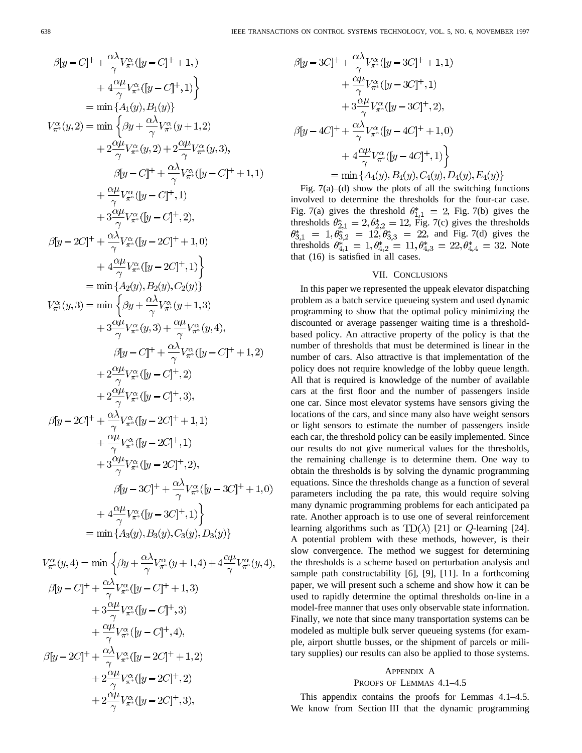$$
\beta[y-C]^+ + \frac{\alpha\lambda}{\gamma} V^{\alpha}_{\pi^*}([y-C]^+ + 1,)
+ 4\frac{\alpha\mu}{\gamma} V^{\alpha}_{\pi^*}([y-C]^+, 1) \Big\}
$$

$$
= \min\{A_1(y), B_1(y)\}
$$

$$
\begin{aligned}
V^{\alpha}_{\pi^*}(y,2) = \min \Big\{ & \beta y + \frac{\alpha\lambda}{\gamma} V^{\alpha}_{\pi^*}(y+1,2) \\
& + 2\frac{\alpha\mu}{\gamma} V^{\alpha}_{\pi^*}(y,2) + 2\frac{\alpha\mu}{\gamma} V^{\alpha}_{\pi^*}(y,3), \\
& \beta[y-C]^+ + \frac{\alpha\lambda}{\gamma} V^{\alpha}_{\pi^*}([y-C]^+ + 1, 1) \\
& + \frac{\alpha\mu}{\gamma} V^{\alpha}_{\pi^*}([y-C]^+, 1) \\
& + 3\frac{\alpha\mu}{\gamma} V^{\alpha}_{\pi^*}([y-C]^+, 2), \\
& \beta[y-2C]^+ + \frac{\alpha\lambda}{\gamma} V^{\alpha}_{\pi^*}([y-2C]^+ + 1, 0) \\
& + 4\frac{\alpha\mu}{\gamma} V^{\alpha}_{\pi^*}([y-2C]^+, 1) \Big\} \\
= \min & \{A_2(y), B_2(y), C_2(y)\}
\end{aligned}
$$

$$
\begin{aligned}
V^{\alpha}_{\pi^*}(y,3) = \min \Big\{ & \beta y + \frac{\alpha\lambda}{\gamma} V^{\alpha}_{\pi^*}(y+1,3) \\
& + 3\frac{\alpha\mu}{\gamma} V^{\alpha}_{\pi^*}(y,3) + \frac{\alpha\mu}{\gamma} V^{\alpha}_{\pi^*}(y,4), \\
& \beta[y-C]^+ + \frac{\alpha\lambda}{\gamma} V^{\alpha}_{\pi^*}([y-C]^+ + 1, 2) \\
& + 2\frac{\alpha\mu}{\gamma} V^{\alpha}_{\pi^*}([y-C]^+, 2) \\
& + 2\frac{\alpha\mu}{\gamma} V^{\alpha}_{\pi^*}([y-C]^+, 3), \\
& \beta[y-2C]^+ + \frac{\alpha\lambda}{\gamma} V^{\alpha}_{\pi^*}([y-2C]^+ + 1, 1) \\
& + \frac{\alpha\mu}{\gamma} V^{\alpha}_{\pi^*}([y-2C]^+, 1) \\
& + 3\frac{\alpha\mu}{\gamma} V^{\alpha}_{\pi^*}([y-2C]^+, 2), \\
& \beta[y-3C]^+ + \frac{\alpha\lambda}{\gamma} V^{\alpha}_{\pi^*}([y-3C]^+ + 1, 0) \\
& + 4\frac{\alpha\mu}{\gamma} V^{\alpha}_{\pi^*}([y-3C]^+, 1) \Big\} \\
= \min & \{A_3(y), B_3(y), C_3(y), D_3(y)\}
\end{aligned}
$$

$$
\begin{aligned}
V^{\alpha}_{\pi^*}(y,4) = \min \Big\{ & \beta y + \frac{\alpha\lambda}{\gamma} V^{\alpha}_{\pi^*}(y+1,4) + 4\frac{\alpha\mu}{\gamma} V^{\alpha}_{\pi^*}(y,4), \\
& \beta[y-C]^+ + \frac{\alpha\lambda}{\gamma} V^{\alpha}_{\pi^*}([y-C]^+ + 1, 3) \\
& + 3\frac{\alpha\mu}{\gamma} V^{\alpha}_{\pi^*}([y-C]^+, 3) \\
& + \frac{\alpha\mu}{\gamma} V^{\alpha}_{\pi^*}([y-C]^+, 4), \\
& \beta[y-2C]^+ + \frac{\alpha\lambda}{\gamma} V^{\alpha}_{\pi^*}([y-2C]^+ + 1, 2) \\
& + 2\frac{\alpha\mu}{\gamma} V^{\alpha}_{\pi^*}([y-2C]^+, 2) \\
& + 2\frac{\alpha\mu}{\gamma} V^{\alpha}_{\pi^*}([y-2C]^+, 3), \\
& \beta[y-3C]^+ + \frac{\alpha\lambda}{\gamma} V^{\alpha}_{\pi^*}([y-3C]^+ + 1, 1) \\
& + \frac{\alpha\mu}{\gamma} V^{\alpha}_{\pi^*}([y-3C]^+, 1) \\
& + 3\frac{\alpha\mu}{\gamma} V^{\alpha}_{\pi^*}([y-3C]^+, 2), \\
& \beta[y-4C]^+ + \frac{\alpha\lambda}{\gamma} V^{\alpha}_{\pi^*}([y-4C]^+ + 1, 0) \\
& + 4\frac{\alpha\mu}{\gamma} V^{\alpha}_{\pi^*}([y-4C]^+, 1) \Big\} \\
= \min & \{A_4(y), B_4(y), C_4(y), D_4(y), E_4(y)\}
\end{aligned}
$$

Fig. 7(a)–(d) show the plots of all the switching functions involved to determine the thresholds for the four-car case. Fig. 7(a) gives the threshold $\theta^*_{1,1} = 2$, Fig. 7(b) gives the thresholds $\theta^*_{2,1} = 2, \theta^*_{2,2} = 12$, Fig. 7(c) gives the thresholds $\theta^*_{3,1} = 1, \theta^*_{3,2} = 12, \theta^*_{3,3} = 22$, and Fig. 7(d) gives the thresholds $\theta^*_{4,1} = 1, \theta^*_{4,2} = 11, \theta^*_{4,3} = 22, \theta^*_{4,4} = 32$. Note that (16) is satisfied in all cases.

## VII. Conclusions

In this paper we represented the uppeak elevator dispatching problem as a batch service queueing system and used dynamic programming to show that the optimal policy minimizing the discounted or average passenger waiting time is a threshold-based policy. An attractive property of the policy is that the number of thresholds that must be determined is linear in the number of cars. Also attractive is that implementation of the policy does not require knowledge of the lobby queue length. All that is required is knowledge of the number of available cars at the first floor and the number of passengers inside one car. Since most elevator systems have sensors giving the locations of the cars, and since many also have weight sensors or light sensors to estimate the number of passengers inside each car, the threshold policy can be easily implemented. Since our results do not give numerical values for the thresholds, the remaining challenge is to determine them. One way to obtain the thresholds is by solving the dynamic programming equations. Since the thresholds change as a function of several parameters including the pa rate, this would require solving many dynamic programming problems for each anticipated pa rate. Another approach is to use one of several reinforcement learning algorithms such as TD($\lambda$) [21] or $Q$-learning [24]. A potential problem with these methods, however, is their slow convergence. The method we suggest for determining the thresholds is a scheme based on perturbation analysis and sample path constructability [6], [9], [11]. In a forthcoming paper, we will present such a scheme and show how it can be used to rapidly determine the optimal thresholds on-line in a model-free manner that uses only observable state information. Finally, we note that since many transportation systems can be modeled as multiple bulk server queueing systems (for example, airport shuttle busses, or the shipment of parcels or military supplies) our results can also be applied to those systems.

## Appendix A
## Proofs of Lemmas 4.1–4.5

This appendix contains the proofs for Lemmas 4.1–4.5. We know from Section III that the dynamic programming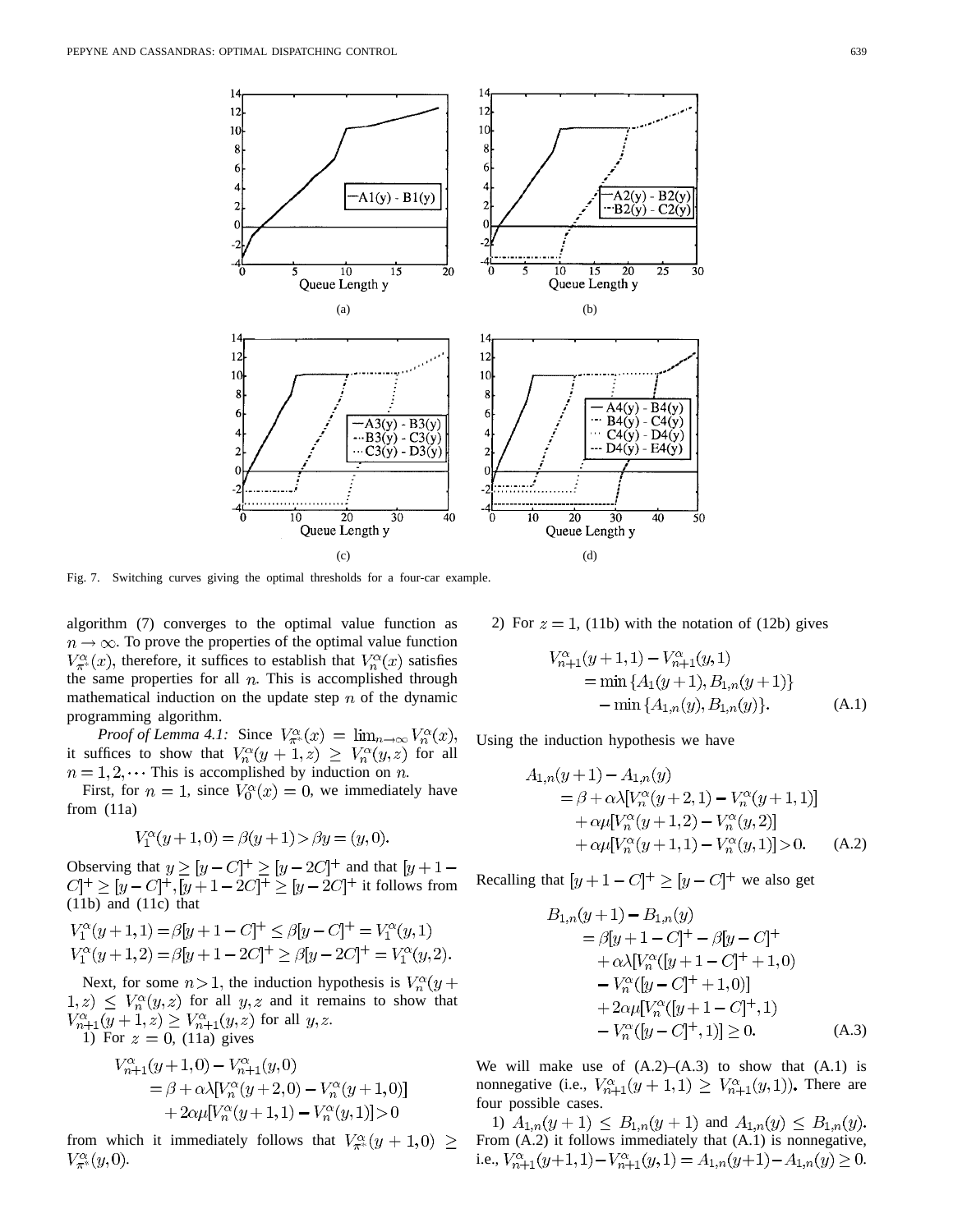Fig. 7. Switching curves giving the optimal thresholds for a four-car example.

algorithm (7) converges to the optimal value function as $n \to \infty$. To prove the properties of the optimal value function $V^{\alpha}_{\pi^*}(x)$, therefore, it suffices to establish that $V^{\alpha}_n(x)$ satisfies the same properties for all $n$. This is accomplished through mathematical induction on the update step $n$ of the dynamic programming algorithm.

*Proof of Lemma 4.1:* Since $V^{\alpha}_{\pi^*}(x) = \lim_{n\to\infty} V^{\alpha}_n(x)$, it suffices to show that $V^{\alpha}_n(y+1,z) \geq V^{\alpha}_n(y,z)$ for all $n = 1, 2, \cdots$ This is accomplished by induction on $n$.

First, for $n = 1$, since $V^{\alpha}_0(x) = 0$, we immediately have from (11a)

$$V^{\alpha}_1(y+1,0) = \beta(y+1) > \beta y = (y,0).$$

Observing that $y \geq [y-C]^+ \geq [y-2C]^+$ and that $[y+1-C]^+ \geq [y-C]^+, [y+1-2C]^+ \geq [y-2C]^+$ it follows from (11b) and (11c) that

$$V^{\alpha}_1(y+1,1) = \beta[y+1-C]^+ \leq \beta[y-C]^+ = V^{\alpha}_1(y,1)$$
$$V^{\alpha}_1(y+1,2) = \beta[y+1-2C]^+ \geq \beta[y-2C]^+ = V^{\alpha}_1(y,2).$$

Next, for some $n > 1$, the induction hypothesis is $V^{\alpha}_n(y+1,z) \leq V^{\alpha}_n(y,z)$ for all $y, z$ and it remains to show that $V^{\alpha}_{n+1}(y+1,z) \geq V^{\alpha}_{n+1}(y,z)$ for all $y, z$.

1) For $z = 0$, (11a) gives

$$\begin{aligned}V^{\alpha}_{n+1}&(y+1,0) - V^{\alpha}_{n+1}(y,0)\\ &= \beta + \alpha\lambda[V^{\alpha}_n(y+2,0) - V^{\alpha}_n(y+1,0)]\\ &\quad + 2\alpha\mu[V^{\alpha}_n(y+1,1) - V^{\alpha}_n(y,1)] > 0\end{aligned}$$

from which it immediately follows that $V^{\alpha}_{\pi^*}(y+1,0) \geq V^{\alpha}_{\pi^*}(y,0)$.

2) For $z = 1$, (11b) with the notation of (12b) gives

$$\begin{aligned}V^{\alpha}_{n+1}&(y+1,1) - V^{\alpha}_{n+1}(y,1)\\ &= \min\{A_1(y+1), B_{1,n}(y+1)\}\\ &\quad - \min\{A_{1,n}(y), B_{1,n}(y)\}.\end{aligned} \tag{A.1}$$

Using the induction hypothesis we have

$$\begin{aligned}A_{1,n}&(y+1) - A_{1,n}(y)\\ &= \beta + \alpha\lambda[V^{\alpha}_n(y+2,1) - V^{\alpha}_n(y+1,1)]\\ &\quad + \alpha\mu[V^{\alpha}_n(y+1,2) - V^{\alpha}_n(y,2)]\\ &\quad + \alpha\mu[V^{\alpha}_n(y+1,1) - V^{\alpha}_n(y,1)] > 0.\end{aligned} \tag{A.2}$$

Recalling that $[y+1-C]^+ \geq [y-C]^+$ we also get

$$\begin{aligned}B_{1,n}&(y+1) - B_{1,n}(y)\\ &= \beta[y+1-C]^+ - \beta[y-C]^+\\ &\quad + \alpha\lambda[V^{\alpha}_n([y+1-C]^+ + 1, 0)\\ &\quad - V^{\alpha}_n([y-C]^+ + 1, 0)]\\ &\quad + 2\alpha\mu[V^{\alpha}_n([y+1-C]^+, 1)\\ &\quad - V^{\alpha}_n([y-C]^+, 1)] \geq 0.\end{aligned} \tag{A.3}$$

We will make use of (A.2)–(A.3) to show that (A.1) is nonnegative (i.e., $V^{\alpha}_{n+1}(y+1,1) \geq V^{\alpha}_{n+1}(y,1)$). There are four possible cases.

1) $A_{1,n}(y+1) \leq B_{1,n}(y+1)$ and $A_{1,n}(y) \leq B_{1,n}(y)$. From (A.2) it follows immediately that (A.1) is nonnegative, i.e., $V^{\alpha}_{n+1}(y+1,1) - V^{\alpha}_{n+1}(y,1) = A_{1,n}(y+1) - A_{1,n}(y) \geq 0$.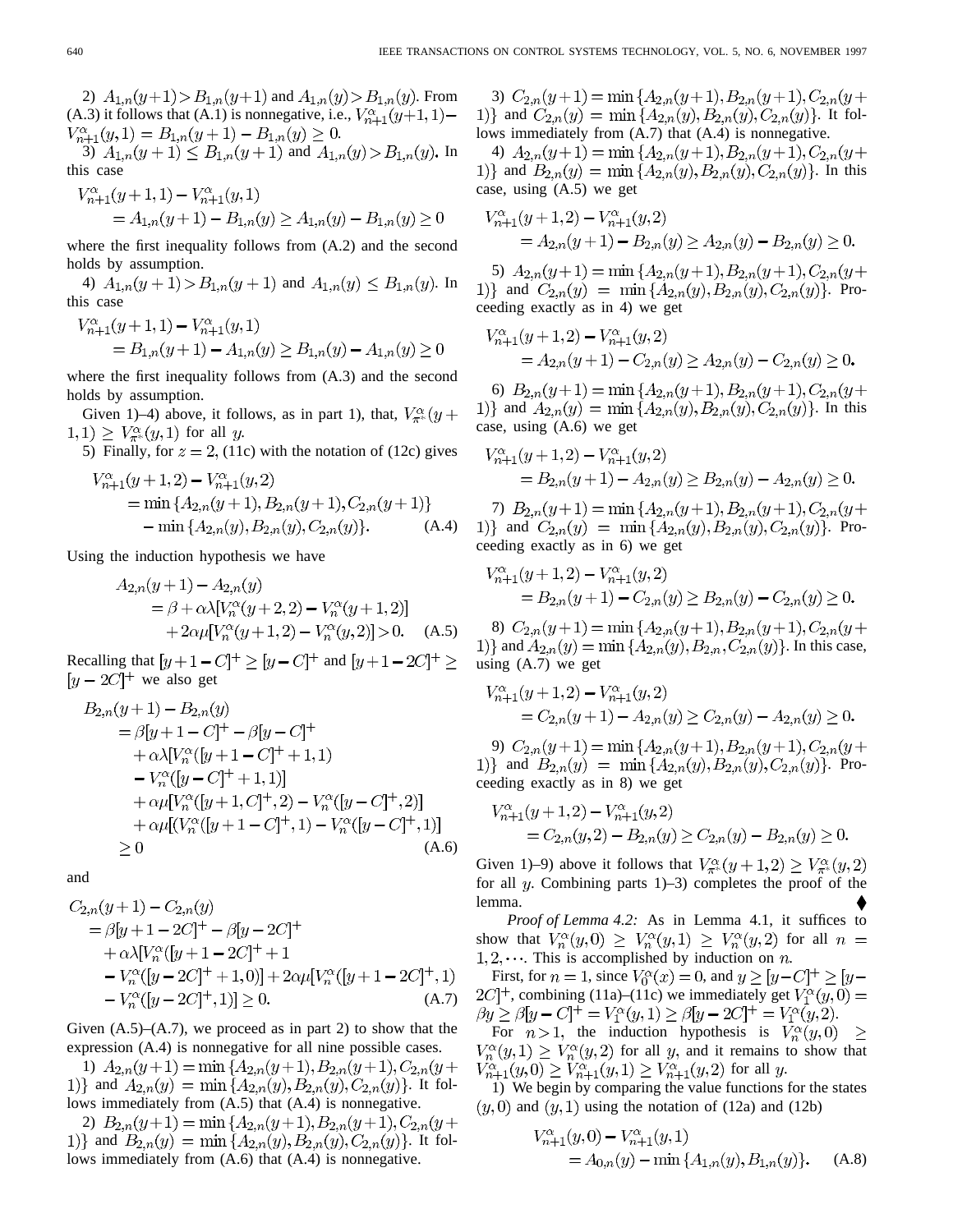2) $A_{1,n}(y+1) > B_{1,n}(y+1)$ and $A_{1,n}(y) > B_{1,n}(y)$. From (A.3) it follows that (A.1) is nonnegative, i.e., $V_{n+1}^{\alpha}(y+1,1) - V_{n+1}^{\alpha}(y,1) = B_{1,n}(y+1) - B_{1,n}(y) \geq 0$.

3) $A_{1,n}(y+1) \leq B_{1,n}(y+1)$ and $A_{1,n}(y) > B_{1,n}(y)$. In this case

$$\begin{aligned} V_{n+1}^{\alpha}(y+1,1) &- V_{n+1}^{\alpha}(y,1) \\ &= A_{1,n}(y+1) - B_{1,n}(y) \geq A_{1,n}(y) - B_{1,n}(y) \geq 0 \end{aligned}$$

where the first inequality follows from (A.2) and the second holds by assumption.

4) $A_{1,n}(y+1) > B_{1,n}(y+1)$ and $A_{1,n}(y) \leq B_{1,n}(y)$. In this case

$$\begin{aligned} V_{n+1}^{\alpha}(y+1,1) &- V_{n+1}^{\alpha}(y,1) \\ &= B_{1,n}(y+1) - A_{1,n}(y) \geq B_{1,n}(y) - A_{1,n}(y) \geq 0 \end{aligned}$$

where the first inequality follows from (A.3) and the second holds by assumption.

Given 1)–4) above, it follows, as in part 1), that, $V_{\pi^*}^{\alpha}(y+1,1) \geq V_{\pi^*}^{\alpha}(y,1)$ for all $y$.

5) Finally, for $z = 2$, (11c) with the notation of (12c) gives

$$\begin{aligned} V_{n+1}^{\alpha}(y+1,2) &- V_{n+1}^{\alpha}(y,2) \\ &= \min\{A_{2,n}(y+1), B_{2,n}(y+1), C_{2,n}(y+1)\} \\ &\quad - \min\{A_{2,n}(y), B_{2,n}(y), C_{2,n}(y)\}. \end{aligned} \tag{A.4}$$

Using the induction hypothesis we have

$$\begin{aligned} A_{2,n}(y+1) - A_{2,n}(y) &= \beta + \alpha\lambda[V_n^{\alpha}(y+2,2) - V_n^{\alpha}(y+1,2)] \\ &\quad + 2\alpha\mu[V_n^{\alpha}(y+1,2) - V_n^{\alpha}(y,2)] > 0. \end{aligned} \tag{A.5}$$

Recalling that $[y+1-C]^+ \geq [y-C]^+$ and $[y+1-2C]^+ \geq [y-2C]^+$ we also get

$$\begin{aligned} B_{2,n}(y+1) &- B_{2,n}(y) \\ &= \beta[y+1-C]^+ - \beta[y-C]^+ \\ &\quad + \alpha\lambda[V_n^{\alpha}([y+1-C]^+ + 1,1) \\ &\quad - V_n^{\alpha}([y-C]^+ + 1,1)] \\ &\quad + \alpha\mu[V_n^{\alpha}([y+1,C]^+,2) - V_n^{\alpha}([y-C]^+,2)] \\ &\quad + \alpha\mu[(V_n^{\alpha}([y+1-C]^+,1) - V_n^{\alpha}([y-C]^+,1)] \\ &\geq 0 \end{aligned} \tag{A.6}$$

and

$$\begin{aligned} C_{2,n}(y+1) &- C_{2,n}(y) \\ &= \beta[y+1-2C]^+ - \beta[y-2C]^+ \\ &\quad + \alpha\lambda[V_n^{\alpha}([y+1-2C]^+ + 1 \\ &\quad - V_n^{\alpha}([y-2C]^+ + 1,0)] + 2\alpha\mu[V_n^{\alpha}([y+1-2C]^+,1) \\ &\quad - V_n^{\alpha}([y-2C]^+,1)] \geq 0. \end{aligned} \tag{A.7}$$

Given (A.5)–(A.7), we proceed as in part 2) to show that the expression (A.4) is nonnegative for all nine possible cases.

1) $A_{2,n}(y+1) = \min\{A_{2,n}(y+1), B_{2,n}(y+1), C_{2,n}(y+1)\}$ and $A_{2,n}(y) = \min\{A_{2,n}(y), B_{2,n}(y), C_{2,n}(y)\}$. It follows immediately from (A.5) that (A.4) is nonnegative.

2) $B_{2,n}(y+1) = \min\{A_{2,n}(y+1), B_{2,n}(y+1), C_{2,n}(y+1)\}$ and $B_{2,n}(y) = \min\{A_{2,n}(y), B_{2,n}(y), C_{2,n}(y)\}$. It follows immediately from (A.6) that (A.4) is nonnegative.

3) $C_{2,n}(y+1) = \min\{A_{2,n}(y+1), B_{2,n}(y+1), C_{2,n}(y+1)\}$ and $C_{2,n}(y) = \min\{A_{2,n}(y), B_{2,n}(y), C_{2,n}(y)\}$. It follows immediately from (A.7) that (A.4) is nonnegative.

4) $A_{2,n}(y+1) = \min\{A_{2,n}(y+1), B_{2,n}(y+1), C_{2,n}(y+1)\}$ and $B_{2,n}(y) = \min\{A_{2,n}(y), B_{2,n}(y), C_{2,n}(y)\}$. In this case, using (A.5) we get

$$\begin{aligned} V_{n+1}^{\alpha}(y+1,2) &- V_{n+1}^{\alpha}(y,2) \\ &= A_{2,n}(y+1) - B_{2,n}(y) \geq A_{2,n}(y) - B_{2,n}(y) \geq 0. \end{aligned}$$

5) $A_{2,n}(y+1) = \min\{A_{2,n}(y+1), B_{2,n}(y+1), C_{2,n}(y+1)\}$ and $C_{2,n}(y) = \min\{A_{2,n}(y), B_{2,n}(y), C_{2,n}(y)\}$. Proceeding exactly as in 4) we get

$$\begin{aligned} V_{n+1}^{\alpha}(y+1,2) &- V_{n+1}^{\alpha}(y,2) \\ &= A_{2,n}(y+1) - C_{2,n}(y) \geq A_{2,n}(y) - C_{2,n}(y) \geq 0. \end{aligned}$$

6) $B_{2,n}(y+1) = \min\{A_{2,n}(y+1), B_{2,n}(y+1), C_{2,n}(y+1)\}$ and $A_{2,n}(y) = \min\{A_{2,n}(y), B_{2,n}(y), C_{2,n}(y)\}$. In this case, using (A.6) we get

$$\begin{aligned} V_{n+1}^{\alpha}(y+1,2) &- V_{n+1}^{\alpha}(y,2) \\ &= B_{2,n}(y+1) - A_{2,n}(y) \geq B_{2,n}(y) - A_{2,n}(y) \geq 0. \end{aligned}$$

7) $B_{2,n}(y+1) = \min\{A_{2,n}(y+1), B_{2,n}(y+1), C_{2,n}(y+1)\}$ and $C_{2,n}(y) = \min\{A_{2,n}(y), B_{2,n}(y), C_{2,n}(y)\}$. Proceeding exactly as in 6) we get

$$\begin{aligned} V_{n+1}^{\alpha}(y+1,2) &- V_{n+1}^{\alpha}(y,2) \\ &= B_{2,n}(y+1) - C_{2,n}(y) \geq B_{2,n}(y) - C_{2,n}(y) \geq 0. \end{aligned}$$

8) $C_{2,n}(y+1) = \min\{A_{2,n}(y+1), B_{2,n}(y+1), C_{2,n}(y+1)\}$ and $A_{2,n}(y) = \min\{A_{2,n}(y), B_{2,n}, C_{2,n}(y)\}$. In this case, using (A.7) we get

$$\begin{aligned} V_{n+1}^{\alpha}(y+1,2) &- V_{n+1}^{\alpha}(y,2) \\ &= C_{2,n}(y+1) - A_{2,n}(y) \geq C_{2,n}(y) - A_{2,n}(y) \geq 0. \end{aligned}$$

9) $C_{2,n}(y+1) = \min\{A_{2,n}(y+1), B_{2,n}(y+1), C_{2,n}(y+1)\}$ and $B_{2,n}(y) = \min\{A_{2,n}(y), B_{2,n}(y), C_{2,n}(y)\}$. Proceeding exactly as in 8) we get

$$\begin{aligned} V_{n+1}^{\alpha}(y+1,2) &- V_{n+1}^{\alpha}(y,2) \\ &= C_{2,n}(y,2) - B_{2,n}(y) \geq C_{2,n}(y) - B_{2,n}(y) \geq 0. \end{aligned}$$

Given 1)–9) above it follows that $V_{\pi^*}^{\alpha}(y+1,2) \geq V_{\pi^*}^{\alpha}(y,2)$ for all $y$. Combining parts 1)–3) completes the proof of the lemma. ◆

*Proof of Lemma 4.2:* As in Lemma 4.1, it suffices to show that $V_n^{\alpha}(y,0) \geq V_n^{\alpha}(y,1) \geq V_n^{\alpha}(y,2)$ for all $n = 1, 2, \cdots$. This is accomplished by induction on $n$.

First, for $n = 1$, since $V_0^{\alpha}(x) = 0$, and $y \geq [y-C]^+ \geq [y-2C]^+$, combining (11a)–(11c) we immediately get $V_1^{\alpha}(y,0) = \beta y \geq \beta[y-C]^+ = V_1^{\alpha}(y,1) \geq \beta[y-2C]^+ = V_1^{\alpha}(y,2)$.

For $n > 1$, the induction hypothesis is $V_n^{\alpha}(y,0) \geq V_n^{\alpha}(y,1) \geq V_n^{\alpha}(y,2)$ for all $y$, and it remains to show that $V_{n+1}^{\alpha}(y,0) \geq V_{n+1}^{\alpha}(y,1) \geq V_{n+1}^{\alpha}(y,2)$ for all $y$.

1) We begin by comparing the value functions for the states $(y,0)$ and $(y,1)$ using the notation of (12a) and (12b)

$$\begin{aligned} V_{n+1}^{\alpha}(y,0) &- V_{n+1}^{\alpha}(y,1) \\ &= A_{0,n}(y) - \min\{A_{1,n}(y), B_{1,n}(y)\}. \end{aligned} \tag{A.8}$$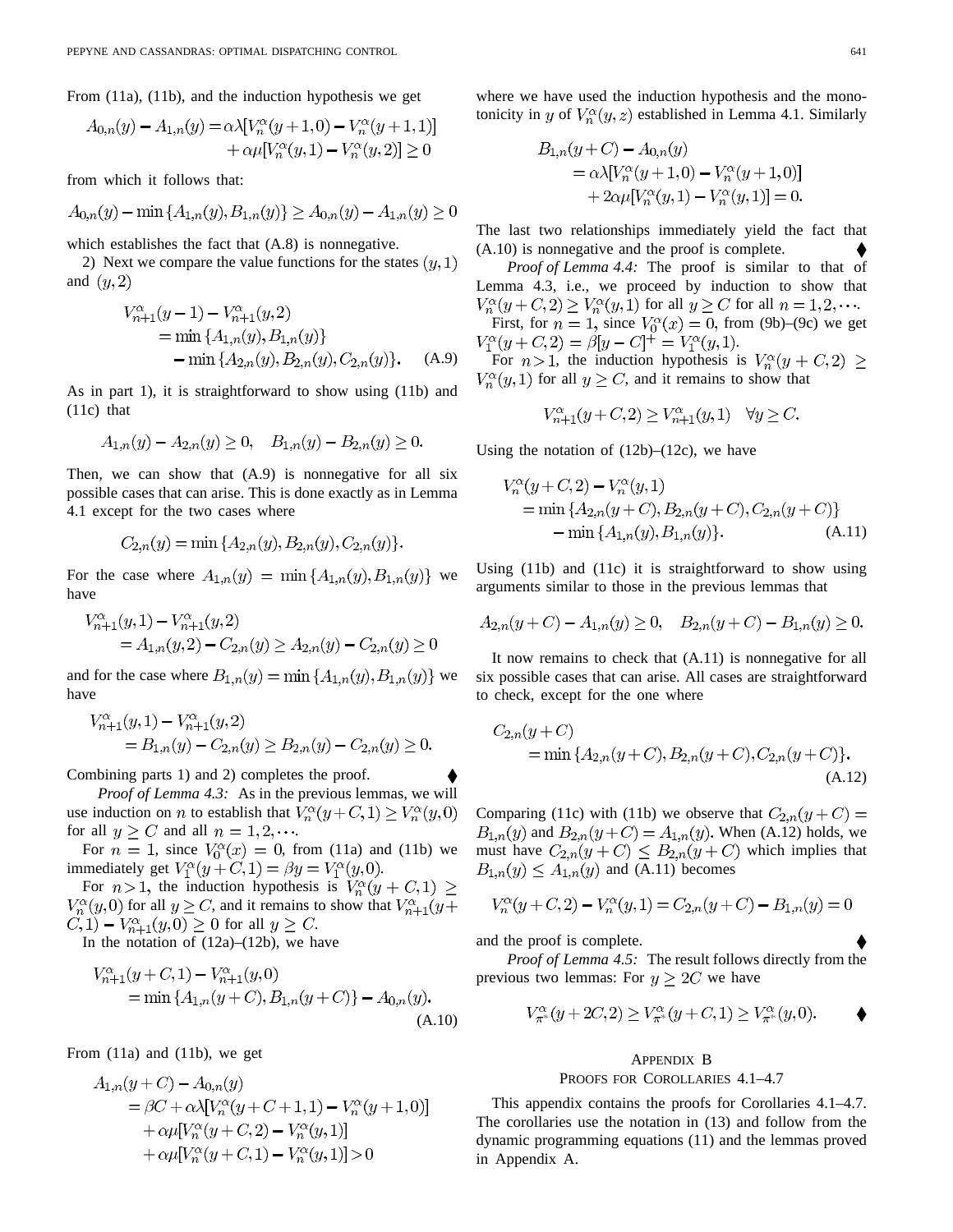From (11a), (11b), and the induction hypothesis we get

$$A_{0,n}(y) - A_{1,n}(y) = \alpha\lambda[V_n^\alpha(y+1,0) - V_n^\alpha(y+1,1)] + \alpha\mu[V_n^\alpha(y,1) - V_n^\alpha(y,2)] \geq 0$$

from which it follows that:

$$A_{0,n}(y) - \min\{A_{1,n}(y), B_{1,n}(y)\} \geq A_{0,n}(y) - A_{1,n}(y) \geq 0$$

which establishes the fact that (A.8) is nonnegative.

2) Next we compare the value functions for the states $(y,1)$ and $(y,2)$

$$V_{n+1}^\alpha(y-1) - V_{n+1}^\alpha(y,2) = \min\{A_{1,n}(y), B_{1,n}(y)\} - \min\{A_{2,n}(y), B_{2,n}(y), C_{2,n}(y)\}. \quad \text{(A.9)}$$

As in part 1), it is straightforward to show using (11b) and (11c) that

$$A_{1,n}(y) - A_{2,n}(y) \geq 0, \quad B_{1,n}(y) - B_{2,n}(y) \geq 0.$$

Then, we can show that (A.9) is nonnegative for all six possible cases that can arise. This is done exactly as in Lemma 4.1 except for the two cases where

$$C_{2,n}(y) = \min\{A_{2,n}(y), B_{2,n}(y), C_{2,n}(y)\}.$$

For the case where $A_{1,n}(y) = \min\{A_{1,n}(y), B_{1,n}(y)\}$ we have

$$V_{n+1}^\alpha(y,1) - V_{n+1}^\alpha(y,2) = A_{1,n}(y,2) - C_{2,n}(y) \geq A_{2,n}(y) - C_{2,n}(y) \geq 0$$

and for the case where $B_{1,n}(y) = \min\{A_{1,n}(y), B_{1,n}(y)\}$ we have

$$V_{n+1}^\alpha(y,1) - V_{n+1}^\alpha(y,2) = B_{1,n}(y) - C_{2,n}(y) \geq B_{2,n}(y) - C_{2,n}(y) \geq 0.$$

Combining parts 1) and 2) completes the proof. ♦

*Proof of Lemma 4.3:* As in the previous lemmas, we will use induction on $n$ to establish that $V_n^\alpha(y+C,1) \geq V_n^\alpha(y,0)$ for all $y \geq C$ and all $n = 1, 2, \cdots$.

For $n = 1$, since $V_0^\alpha(x) = 0$, from (11a) and (11b) we immediately get $V_1^\alpha(y+C,1) = \beta y = V_1^\alpha(y,0)$.

For $n > 1$, the induction hypothesis is $V_n^\alpha(y+C,1) \geq V_n^\alpha(y,0)$ for all $y \geq C$, and it remains to show that $V_{n+1}^\alpha(y+C,1) - V_{n+1}^\alpha(y,0) \geq 0$ for all $y \geq C$.

In the notation of (12a)–(12b), we have

$$V_{n+1}^\alpha(y+C,1) - V_{n+1}^\alpha(y,0) = \min\{A_{1,n}(y+C), B_{1,n}(y+C)\} - A_{0,n}(y). \quad \text{(A.10)}$$

From (11a) and (11b), we get

$$\begin{aligned} A_{1,n}(y+C) - A_{0,n}(y) &= \beta C + \alpha\lambda[V_n^\alpha(y+C+1,1) - V_n^\alpha(y+1,0)] \\ &\quad + \alpha\mu[V_n^\alpha(y+C,2) - V_n^\alpha(y,1)] \\ &\quad + \alpha\mu[V_n^\alpha(y+C,1) - V_n^\alpha(y,1)] > 0 \end{aligned}$$

where we have used the induction hypothesis and the monotonicity in $y$ of $V_n^\alpha(y,z)$ established in Lemma 4.1. Similarly

$$\begin{aligned} B_{1,n}(y+C) - A_{0,n}(y) &= \alpha\lambda[V_n^\alpha(y+1,0) - V_n^\alpha(y+1,0)] \\ &\quad + 2\alpha\mu[V_n^\alpha(y,1) - V_n^\alpha(y,1)] = 0. \end{aligned}$$

The last two relationships immediately yield the fact that (A.10) is nonnegative and the proof is complete. ♦

*Proof of Lemma 4.4:* The proof is similar to that of Lemma 4.3, i.e., we proceed by induction to show that $V_n^\alpha(y+C,2) \geq V_n^\alpha(y,1)$ for all $y \geq C$ for all $n = 1, 2, \cdots$.

First, for $n = 1$, since $V_0^\alpha(x) = 0$, from (9b)–(9c) we get $V_1^\alpha(y+C,2) = \beta[y-C]^+ = V_1^\alpha(y,1)$.

For $n > 1$, the induction hypothesis is $V_n^\alpha(y+C,2) \geq V_n^\alpha(y,1)$ for all $y \geq C$, and it remains to show that

$$V_{n+1}^\alpha(y+C,2) \geq V_{n+1}^\alpha(y,1) \quad \forall y \geq C.$$

Using the notation of (12b)–(12c), we have

$$\begin{aligned} V_n^\alpha(y+C,2) - V_n^\alpha(y,1) &= \min\{A_{2,n}(y+C), B_{2,n}(y+C), C_{2,n}(y+C)\} \\ &\quad - \min\{A_{1,n}(y), B_{1,n}(y)\}. \end{aligned} \quad \text{(A.11)}$$

Using (11b) and (11c) it is straightforward to show using arguments similar to those in the previous lemmas that

$$A_{2,n}(y+C) - A_{1,n}(y) \geq 0, \quad B_{2,n}(y+C) - B_{1,n}(y) \geq 0.$$

It now remains to check that (A.11) is nonnegative for all six possible cases that can arise. All cases are straightforward to check, except for the one where

$$C_{2,n}(y+C) = \min\{A_{2,n}(y+C), B_{2,n}(y+C), C_{2,n}(y+C)\}. \quad \text{(A.12)}$$

Comparing (11c) with (11b) we observe that $C_{2,n}(y+C) = B_{1,n}(y)$ and $B_{2,n}(y+C) = A_{1,n}(y)$. When (A.12) holds, we must have $C_{2,n}(y+C) \leq B_{2,n}(y+C)$ which implies that $B_{1,n}(y) \leq A_{1,n}(y)$ and (A.11) becomes

$$V_n^\alpha(y+C,2) - V_n^\alpha(y,1) = C_{2,n}(y+C) - B_{1,n}(y) = 0$$

and the proof is complete. ♦

*Proof of Lemma 4.5:* The result follows directly from the previous two lemmas: For $y \geq 2C$ we have

$$V_{\pi^*}^\alpha(y+2C,2) \geq V_{\pi^*}^\alpha(y+C,1) \geq V_{\pi^*}^\alpha(y,0). \quad ♦$$

## Appendix B
## Proofs for Corollaries 4.1–4.7

This appendix contains the proofs for Corollaries 4.1–4.7. The corollaries use the notation in (13) and follow from the dynamic programming equations (11) and the lemmas proved in Appendix A.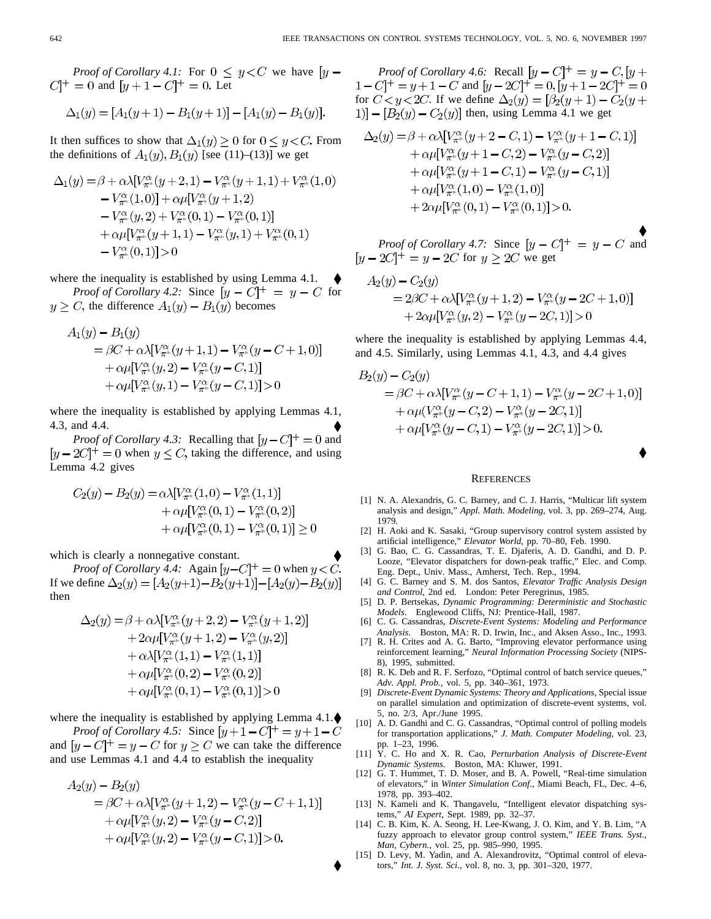*Proof of Corollary 4.1:* For $0 \le y < C$ we have $[y - C]^+ = 0$ and $[y + 1 - C]^+ = 0$. Let

$$\Delta_1(y) = [A_1(y+1) - B_1(y+1)] - [A_1(y) - B_1(y)].$$

It then suffices to show that $\Delta_1(y) \ge 0$ for $0 \le y < C$. From the definitions of $A_1(y), B_1(y)$ [see (11)–(13)] we get

$$\begin{aligned}\Delta_1(y) =& \beta + \alpha\lambda[V^\alpha_{\pi^*}(y+2,1) - V^\alpha_{\pi^*}(y+1,1) + V^\alpha_{\pi^*}(1,0) \\ &- V^\alpha_{\pi^*}(1,0)] + \alpha\mu[V^\alpha_{\pi^*}(y+1,2) \\ &- V^\alpha_{\pi^*}(y,2) + V^\alpha_{\pi^*}(0,1) - V^\alpha_{\pi^*}(0,1)] \\ &+ \alpha\mu[V^\alpha_{\pi^*}(y+1,1) - V^\alpha_{\pi^*}(y,1) + V^\alpha_{\pi^*}(0,1) \\ &- V^\alpha_{\pi^*}(0,1)] > 0\end{aligned}$$

where the inequality is established by using Lemma 4.1. ♦

*Proof of Corollary 4.2:* Since $[y - C]^+ = y - C$ for $y \ge C$, the difference $A_1(y) - B_1(y)$ becomes

$$\begin{aligned}A_1(y) - B_1(y) &\\ = \beta C &+ \alpha\lambda[V^\alpha_{\pi^*}(y+1,1) - V^\alpha_{\pi^*}(y-C+1,0)] \\ &+ \alpha\mu[V^\alpha_{\pi^*}(y,2) - V^\alpha_{\pi^*}(y-C,1)] \\ &+ \alpha\mu[V^\alpha_{\pi^*}(y,1) - V^\alpha_{\pi^*}(y-C,1)] > 0\end{aligned}$$

where the inequality is established by applying Lemmas 4.1, 4.3, and 4.4. ♦

*Proof of Corollary 4.3:* Recalling that $[y-C]^+ = 0$ and $[y - 2C]^+ = 0$ when $y \le C$, taking the difference, and using Lemma 4.2 gives

$$\begin{aligned}C_2(y) - B_2(y) =& \alpha\lambda[V^\alpha_{\pi^*}(1,0) - V^\alpha_{\pi^*}(1,1)] \\ &+ \alpha\mu[V^\alpha_{\pi^*}(0,1) - V^\alpha_{\pi^*}(0,2)] \\ &+ \alpha\mu[V^\alpha_{\pi^*}(0,1) - V^\alpha_{\pi^*}(0,1)] \ge 0\end{aligned}$$

which is clearly a nonnegative constant. ♦

*Proof of Corollary 4.4:* Again $[y-C]^+ = 0$ when $y < C$. If we define $\Delta_2(y) = [A_2(y+1) - B_2(y+1)] - [A_2(y) - B_2(y)]$ then

$$\begin{aligned}\Delta_2(y) =& \beta + \alpha\lambda[V^\alpha_{\pi^*}(y+2,2) - V^\alpha_{\pi^*}(y+1,2)] \\ &+ 2\alpha\mu[V^\alpha_{\pi^*}(y+1,2) - V^\alpha_{\pi^*}(y,2)] \\ &+ \alpha\lambda[V^\alpha_{\pi^*}(1,1) - V^\alpha_{\pi^*}(1,1)] \\ &+ \alpha\mu[V^\alpha_{\pi^*}(0,2) - V^\alpha_{\pi^*}(0,2)] \\ &+ \alpha\mu[V^\alpha_{\pi^*}(0,1) - V^\alpha_{\pi^*}(0,1)] > 0\end{aligned}$$

where the inequality is established by applying Lemma 4.1. ♦

*Proof of Corollary 4.5:* Since $[y+1-C]^+ = y+1-C$ and $[y-C]^+ = y - C$ for $y \ge C$ we can take the difference and use Lemmas 4.1 and 4.4 to establish the inequality

$$\begin{aligned}A_2(y) - B_2(y) &\\ = \beta C &+ \alpha\lambda[V^\alpha_{\pi^*}(y+1,2) - V^\alpha_{\pi^*}(y-C+1,1)] \\ &+ \alpha\mu[V^\alpha_{\pi^*}(y,2) - V^\alpha_{\pi^*}(y-C,2)] \\ &+ \alpha\mu[V^\alpha_{\pi^*}(y,2) - V^\alpha_{\pi^*}(y-C,1)] > 0.\end{aligned}$$

♦

*Proof of Corollary 4.6:* Recall $[y - C]^+ = y - C, [y + 1 - C]^+ = y + 1 - C$ and $[y - 2C]^+ = 0, [y + 1 - 2C]^+ = 0$ for $C < y < 2C$. If we define $\Delta_2(y) = [\beta_2(y+1) - C_2(y+1)] - [B_2(y) - C_2(y)]$ then, using Lemma 4.1 we get

$$\begin{aligned}\Delta_2(y) =& \beta + \alpha\lambda[V^\alpha_{\pi^*}(y+2-C,1) - V^\alpha_{\pi^*}(y+1-C,1)] \\ &+ \alpha\mu[V^\alpha_{\pi^*}(y+1-C,2) - V^\alpha_{\pi^*}(y-C,2)] \\ &+ \alpha\mu[V^\alpha_{\pi^*}(y+1-C,1) - V^\alpha_{\pi^*}(y-C,1)] \\ &+ \alpha\mu[V^\alpha_{\pi^*}(1,0) - V^\alpha_{\pi^*}(1,0)] \\ &+ 2\alpha\mu[V^\alpha_{\pi^*}(0,1) - V^\alpha_{\pi^*}(0,1)] > 0.\end{aligned}$$

♦

*Proof of Corollary 4.7:* Since $[y - C]^+ = y - C$ and $[y - 2C]^+ = y - 2C$ for $y \ge 2C$ we get

$$\begin{aligned}A_2(y) - C_2(y) &\\ = 2\beta C &+ \alpha\lambda[V^\alpha_{\pi^*}(y+1,2) - V^\alpha_{\pi^*}(y-2C+1,0)] \\ &+ 2\alpha\mu[V^\alpha_{\pi^*}(y,2) - V^\alpha_{\pi^*}(y-2C,1)] > 0\end{aligned}$$

where the inequality is established by applying Lemmas 4.4, and 4.5. Similarly, using Lemmas 4.1, 4.3, and 4.4 gives

$$\begin{aligned}B_2(y) - C_2(y) &\\ = \beta C &+ \alpha\lambda[V^\alpha_{\pi^*}(y-C+1,1) - V^\alpha_{\pi^*}(y-2C+1,0)] \\ &+ \alpha\mu(V^\alpha_{\pi^*}(y-C,2) - V^\alpha_{\pi^*}(y-2C,1)] \\ &+ \alpha\mu[V^\alpha_{\pi^*}(y-C,1) - V^\alpha_{\pi^*}(y-2C,1)] > 0.\end{aligned}$$

♦

## References

[1] N. A. Alexandris, G. C. Barney, and C. J. Harris, "Multicar lift system analysis and design," *Appl. Math. Modeling*, vol. 3, pp. 269–274, Aug. 1979.

[2] H. Aoki and K. Sasaki, "Group supervisory control system assisted by artificial intelligence," *Elevator World*, pp. 70–80, Feb. 1990.

[3] G. Bao, C. G. Cassandras, T. E. Djaferis, A. D. Gandhi, and D. P. Looze, "Elevator dispatchers for down-peak traffic," Elec. and Comp. Eng. Dept., Univ. Mass., Amherst, Tech. Rep., 1994.

[4] G. C. Barney and S. M. dos Santos, *Elevator Traffic Analysis Design and Control*, 2nd ed. London: Peter Peregrinus, 1985.

[5] D. P. Bertsekas, *Dynamic Programming: Deterministic and Stochastic Models*. Englewood Cliffs, NJ: Prentice-Hall, 1987.

[6] C. G. Cassandras, *Discrete-Event Systems: Modeling and Performance Analysis*. Boston, MA: R. D. Irwin, Inc., and Aksen Asso., Inc., 1993.

[7] R. H. Crites and A. G. Barto, "Improving elevator performance using reinforcement learning," *Neural Information Processing Society* (NIPS-8), 1995, submitted.

[8] R. K. Deb and R. F. Serfozo, "Optimal control of batch service queues," *Adv. Appl. Prob.*, vol. 5, pp. 340–361, 1973.

[9] *Discrete-Event Dynamic Systems: Theory and Applications*, Special issue on parallel simulation and optimization of discrete-event systems, vol. 5, no. 2/3, Apr./June 1995.

[10] A. D. Gandhi and C. G. Cassandras, "Optimal control of polling models for transportation applications," *J. Math. Computer Modeling*, vol. 23, pp. 1–23, 1996.

[11] Y. C. Ho and X. R. Cao, *Perturbation Analysis of Discrete-Event Dynamic Systems*. Boston, MA: Kluwer, 1991.

[12] G. T. Hummet, T. D. Moser, and B. A. Powell, "Real-time simulation of elevators," in *Winter Simulation Conf.*, Miami Beach, FL, Dec. 4–6, 1978, pp. 393–402.

[13] N. Kameli and K. Thangavelu, "Intelligent elevator dispatching systems," *AI Expert*, Sept. 1989, pp. 32–37.

[14] C. B. Kim, K. A. Seong, H. Lee-Kwang, J. O. Kim, and Y. B. Lim, "A fuzzy approach to elevator group control system," *IEEE Trans. Syst., Man, Cybern.*, vol. 25, pp. 985–990, 1995.

[15] D. Levy, M. Yadin, and A. Alexandrovitz, "Optimal control of elevators," *Int. J. Syst. Sci.*, vol. 8, no. 3, pp. 301–320, 1977.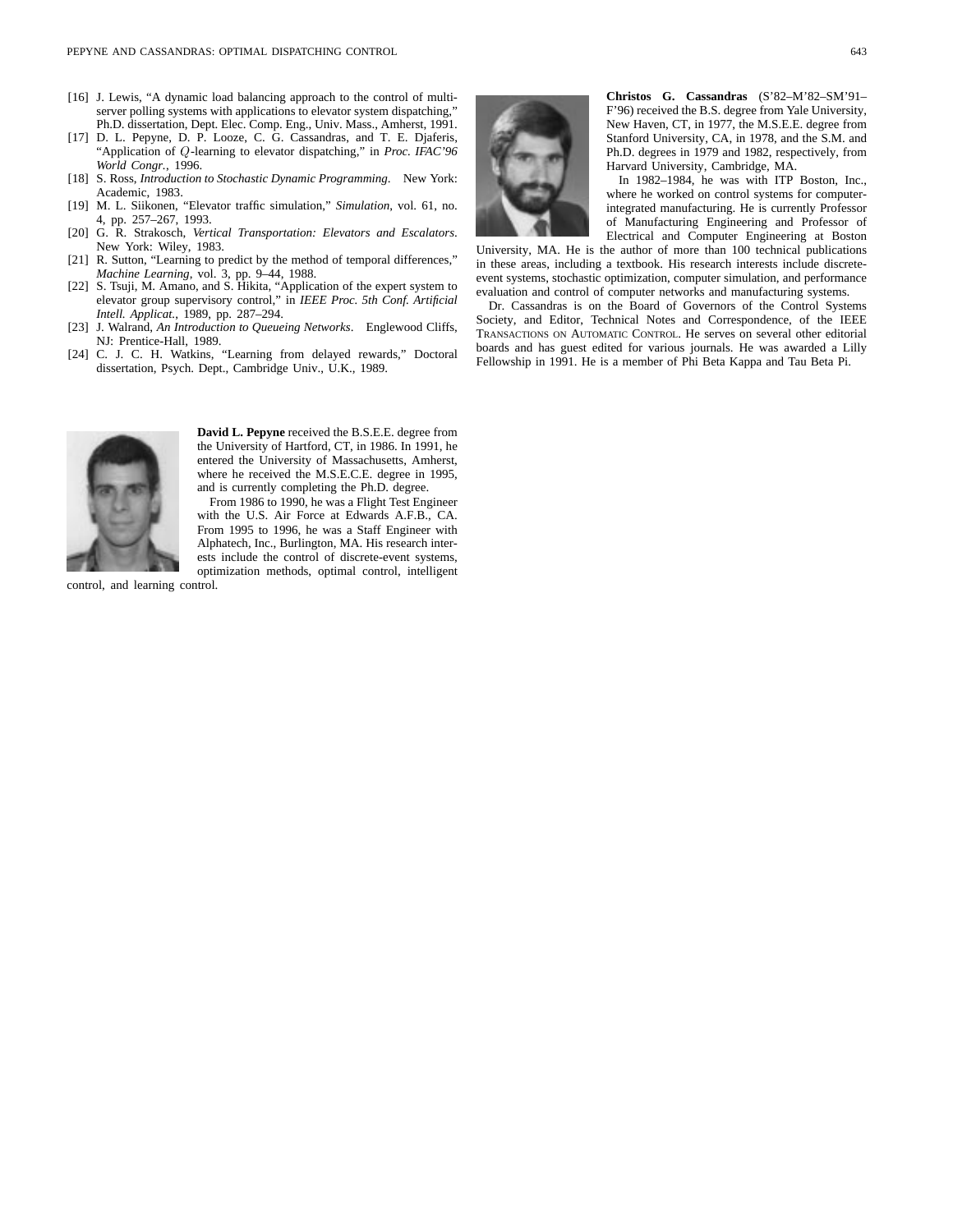[16] J. Lewis, "A dynamic load balancing approach to the control of multi-server polling systems with applications to elevator system dispatching," Ph.D. dissertation, Dept. Elec. Comp. Eng., Univ. Mass., Amherst, 1991.

[17] D. L. Pepyne, D. P. Looze, C. G. Cassandras, and T. E. Djaferis, "Application of $Q$-learning to elevator dispatching," in *Proc. IFAC'96 World Congr.*, 1996.

[18] S. Ross, *Introduction to Stochastic Dynamic Programming*. New York: Academic, 1983.

[19] M. L. Siikonen, "Elevator traffic simulation," *Simulation*, vol. 61, no. 4, pp. 257–267, 1993.

[20] G. R. Strakosch, *Vertical Transportation: Elevators and Escalators*. New York: Wiley, 1983.

[21] R. Sutton, "Learning to predict by the method of temporal differences," *Machine Learning*, vol. 3, pp. 9–44, 1988.

[22] S. Tsuji, M. Amano, and S. Hikita, "Application of the expert system to elevator group supervisory control," in *IEEE Proc. 5th Conf. Artificial Intell. Applicat.*, 1989, pp. 287–294.

[23] J. Walrand, *An Introduction to Queueing Networks*. Englewood Cliffs, NJ: Prentice-Hall, 1989.

[24] C. J. C. H. Watkins, "Learning from delayed rewards," Doctoral dissertation, Psych. Dept., Cambridge Univ., U.K., 1989.

**David L. Pepyne** received the B.S.E.E. degree from the University of Hartford, CT, in 1986. In 1991, he entered the University of Massachusetts, Amherst, where he received the M.S.E.C.E. degree in 1995, and is currently completing the Ph.D. degree.

From 1986 to 1990, he was a Flight Test Engineer with the U.S. Air Force at Edwards A.F.B., CA. From 1995 to 1996, he was a Staff Engineer with Alphatech, Inc., Burlington, MA. His research interests include the control of discrete-event systems, optimization methods, optimal control, intelligent control, and learning control.

**Christos G. Cassandras** (S'82–M'82–SM'91–F'96) received the B.S. degree from Yale University, New Haven, CT, in 1977, the M.S.E.E. degree from Stanford University, CA, in 1978, and the S.M. and Ph.D. degrees in 1979 and 1982, respectively, from Harvard University, Cambridge, MA.

In 1982–1984, he was with ITP Boston, Inc., where he worked on control systems for computer-integrated manufacturing. He is currently Professor of Manufacturing Engineering and Professor of Electrical and Computer Engineering at Boston University, MA. He is the author of more than 100 technical publications in these areas, including a textbook. His research interests include discrete-event systems, stochastic optimization, computer simulation, and performance evaluation and control of computer networks and manufacturing systems.

Dr. Cassandras is on the Board of Governors of the Control Systems Society, and Editor, Technical Notes and Correspondence, of the IEEE TRANSACTIONS ON AUTOMATIC CONTROL. He serves on several other editorial boards and has guest edited for various journals. He was awarded a Lilly Fellowship in 1991. He is a member of Phi Beta Kappa and Tau Beta Pi.